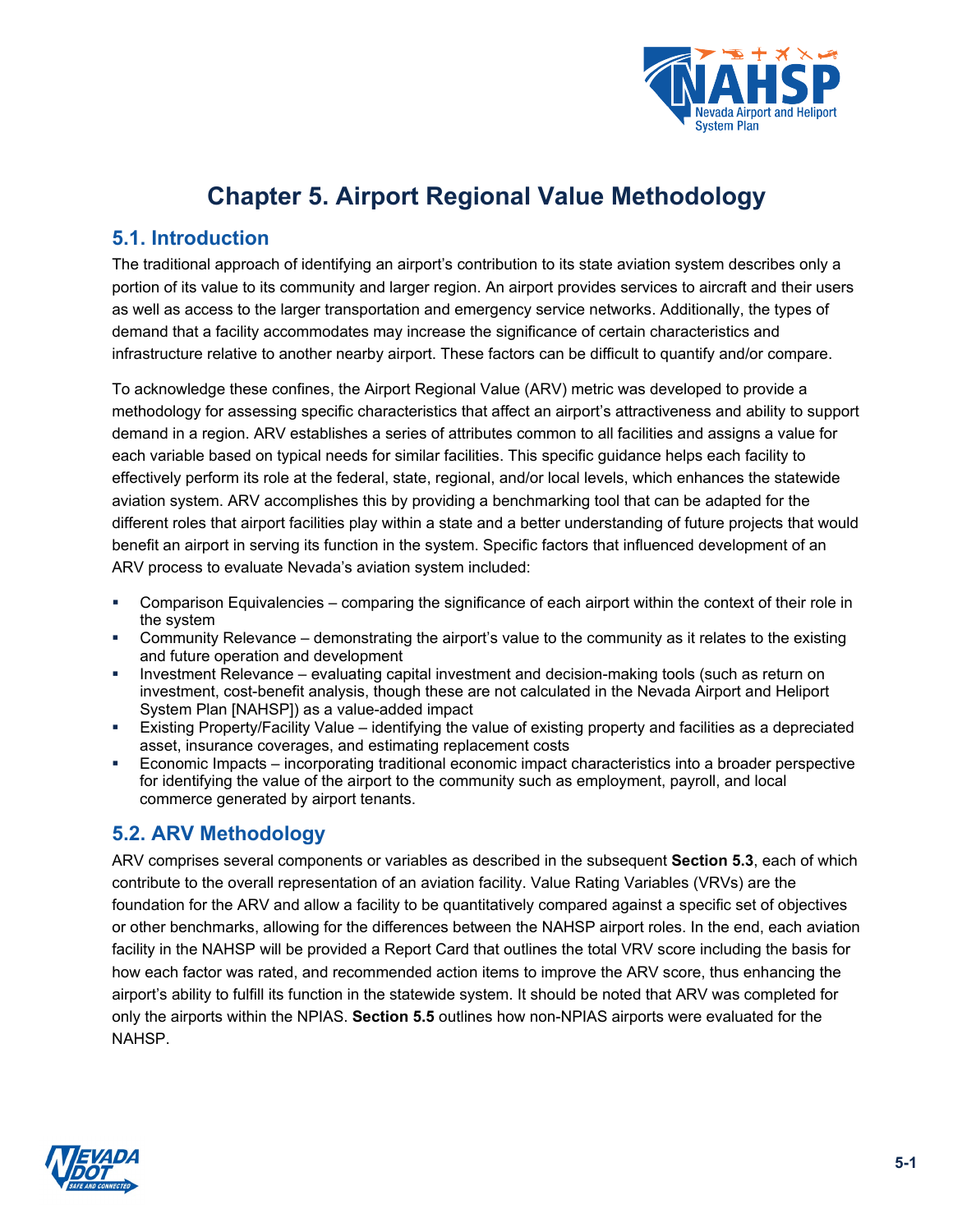# Chapter 5. Airport Regional Value Methodology

## 5.1. Introduction

The traditional approach of identifying an airport's contribution to its state aviation system describes only a portion of its value to its community and larger region. An airport provides services to aircraft and their users as well as access to the larger transportation and emergency service networks. Additionally, the types of demand that a facility accommodates may increase the significance of certain characteristics and infrastructure relative to another nearby airport. These factors can be difficult to quantify and/or compare.

To acknowledge these confines, the Airport Regional Value (ARV) metric was developed to provide a methodology for assessing specific characteristics that affect an airport's attractiveness and ability to support demand in a region. ARV establishes a series of attributes common to all facilities and assigns a value for each variable based on typical needs for similar facilities. This specific guidance helps each facility to effectively perform its role at the federal, state, regional, and/or local levels, which enhances the statewide aviation system. ARV accomplishes this by providing a benchmarking tool that can be adapted for the different roles that airport facilities play within a state and a better understanding of future projects that would benefit an airport in serving its function in the system. Specific factors that influenced development of an ARV process to evaluate Nevada's aviation system included:

- Comparison Equivalencies – comparing the significance of each airport within the context of their role in the system
- Community Relevance – demonstrating the airport's value to the community as it relates to the existing and future operation and development
- Investment Relevance – evaluating capital investment and decision-making tools (such as return on investment, cost-benefit analysis, though these are not calculated in the Nevada Airport and Heliport System Plan [NAHSP]) as a value-added impact
- Existing Property/Facility Value – identifying the value of existing property and facilities as a depreciated asset, insurance coverages, and estimating replacement costs
- Economic Impacts – incorporating traditional economic impact characteristics into a broader perspective for identifying the value of the airport to the community such as employment, payroll, and local commerce generated by airport tenants.

## 5.2. ARV Methodology

ARV comprises several components or variables as described in the subsequent **Section 5.3**, each of which contribute to the overall representation of an aviation facility. Value Rating Variables (VRVs) are the foundation for the ARV and allow a facility to be quantitatively compared against a specific set of objectives or other benchmarks, allowing for the differences between the NAHSP airport roles. In the end, each aviation facility in the NAHSP will be provided a Report Card that outlines the total VRV score including the basis for how each factor was rated, and recommended action items to improve the ARV score, thus enhancing the airport's ability to fulfill its function in the statewide system. It should be noted that ARV was completed for only the airports within the NPIAS. **Section 5.5** outlines how non-NPIAS airports were evaluated for the NAHSP.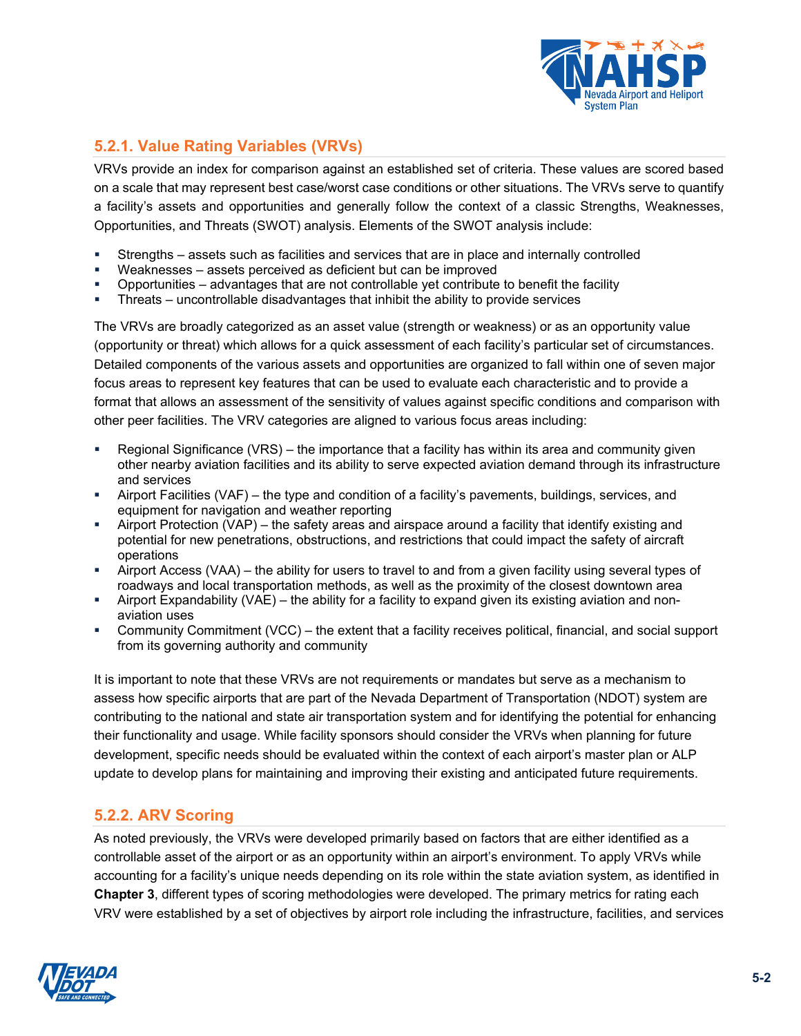### 5.2.1. Value Rating Variables (VRVs)

VRVs provide an index for comparison against an established set of criteria. These values are scored based on a scale that may represent best case/worst case conditions or other situations. The VRVs serve to quantify a facility's assets and opportunities and generally follow the context of a classic Strengths, Weaknesses, Opportunities, and Threats (SWOT) analysis. Elements of the SWOT analysis include:

- Strengths – assets such as facilities and services that are in place and internally controlled
- Weaknesses – assets perceived as deficient but can be improved
- Opportunities – advantages that are not controllable yet contribute to benefit the facility
- Threats – uncontrollable disadvantages that inhibit the ability to provide services

The VRVs are broadly categorized as an asset value (strength or weakness) or as an opportunity value (opportunity or threat) which allows for a quick assessment of each facility's particular set of circumstances. Detailed components of the various assets and opportunities are organized to fall within one of seven major focus areas to represent key features that can be used to evaluate each characteristic and to provide a format that allows an assessment of the sensitivity of values against specific conditions and comparison with other peer facilities. The VRV categories are aligned to various focus areas including:

- Regional Significance (VRS) – the importance that a facility has within its area and community given other nearby aviation facilities and its ability to serve expected aviation demand through its infrastructure and services
- Airport Facilities (VAF) – the type and condition of a facility's pavements, buildings, services, and equipment for navigation and weather reporting
- Airport Protection (VAP) – the safety areas and airspace around a facility that identify existing and potential for new penetrations, obstructions, and restrictions that could impact the safety of aircraft operations
- Airport Access (VAA) – the ability for users to travel to and from a given facility using several types of roadways and local transportation methods, as well as the proximity of the closest downtown area
- Airport Expandability (VAE) – the ability for a facility to expand given its existing aviation and non-aviation uses
- Community Commitment (VCC) – the extent that a facility receives political, financial, and social support from its governing authority and community

It is important to note that these VRVs are not requirements or mandates but serve as a mechanism to assess how specific airports that are part of the Nevada Department of Transportation (NDOT) system are contributing to the national and state air transportation system and for identifying the potential for enhancing their functionality and usage. While facility sponsors should consider the VRVs when planning for future development, specific needs should be evaluated within the context of each airport's master plan or ALP update to develop plans for maintaining and improving their existing and anticipated future requirements.

### 5.2.2. ARV Scoring

As noted previously, the VRVs were developed primarily based on factors that are either identified as a controllable asset of the airport or as an opportunity within an airport's environment. To apply VRVs while accounting for a facility's unique needs depending on its role within the state aviation system, as identified in **Chapter 3**, different types of scoring methodologies were developed. The primary metrics for rating each VRV were established by a set of objectives by airport role including the infrastructure, facilities, and services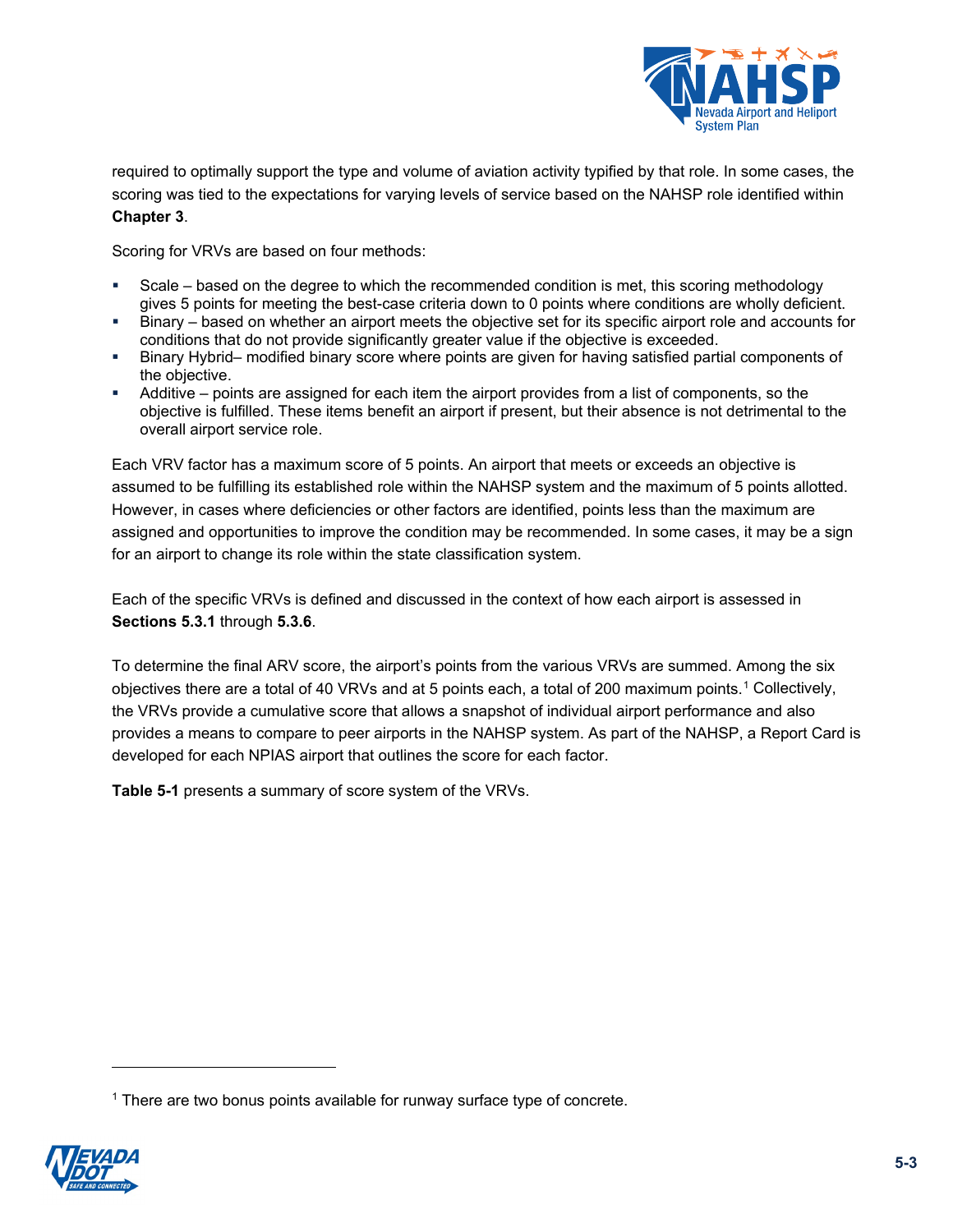required to optimally support the type and volume of aviation activity typified by that role. In some cases, the scoring was tied to the expectations for varying levels of service based on the NAHSP role identified within **Chapter 3**.

Scoring for VRVs are based on four methods:

- Scale – based on the degree to which the recommended condition is met, this scoring methodology gives 5 points for meeting the best-case criteria down to 0 points where conditions are wholly deficient.
- Binary – based on whether an airport meets the objective set for its specific airport role and accounts for conditions that do not provide significantly greater value if the objective is exceeded.
- Binary Hybrid– modified binary score where points are given for having satisfied partial components of the objective.
- Additive – points are assigned for each item the airport provides from a list of components, so the objective is fulfilled. These items benefit an airport if present, but their absence is not detrimental to the overall airport service role.

Each VRV factor has a maximum score of 5 points. An airport that meets or exceeds an objective is assumed to be fulfilling its established role within the NAHSP system and the maximum of 5 points allotted. However, in cases where deficiencies or other factors are identified, points less than the maximum are assigned and opportunities to improve the condition may be recommended. In some cases, it may be a sign for an airport to change its role within the state classification system.

Each of the specific VRVs is defined and discussed in the context of how each airport is assessed in **Sections 5.3.1** through **5.3.6**.

To determine the final ARV score, the airport's points from the various VRVs are summed. Among the six objectives there are a total of 40 VRVs and at 5 points each, a total of 200 maximum points.[1] Collectively, the VRVs provide a cumulative score that allows a snapshot of individual airport performance and also provides a means to compare to peer airports in the NAHSP system. As part of the NAHSP, a Report Card is developed for each NPIAS airport that outlines the score for each factor.

**Table 5-1** presents a summary of score system of the VRVs.

---

[1] There are two bonus points available for runway surface type of concrete.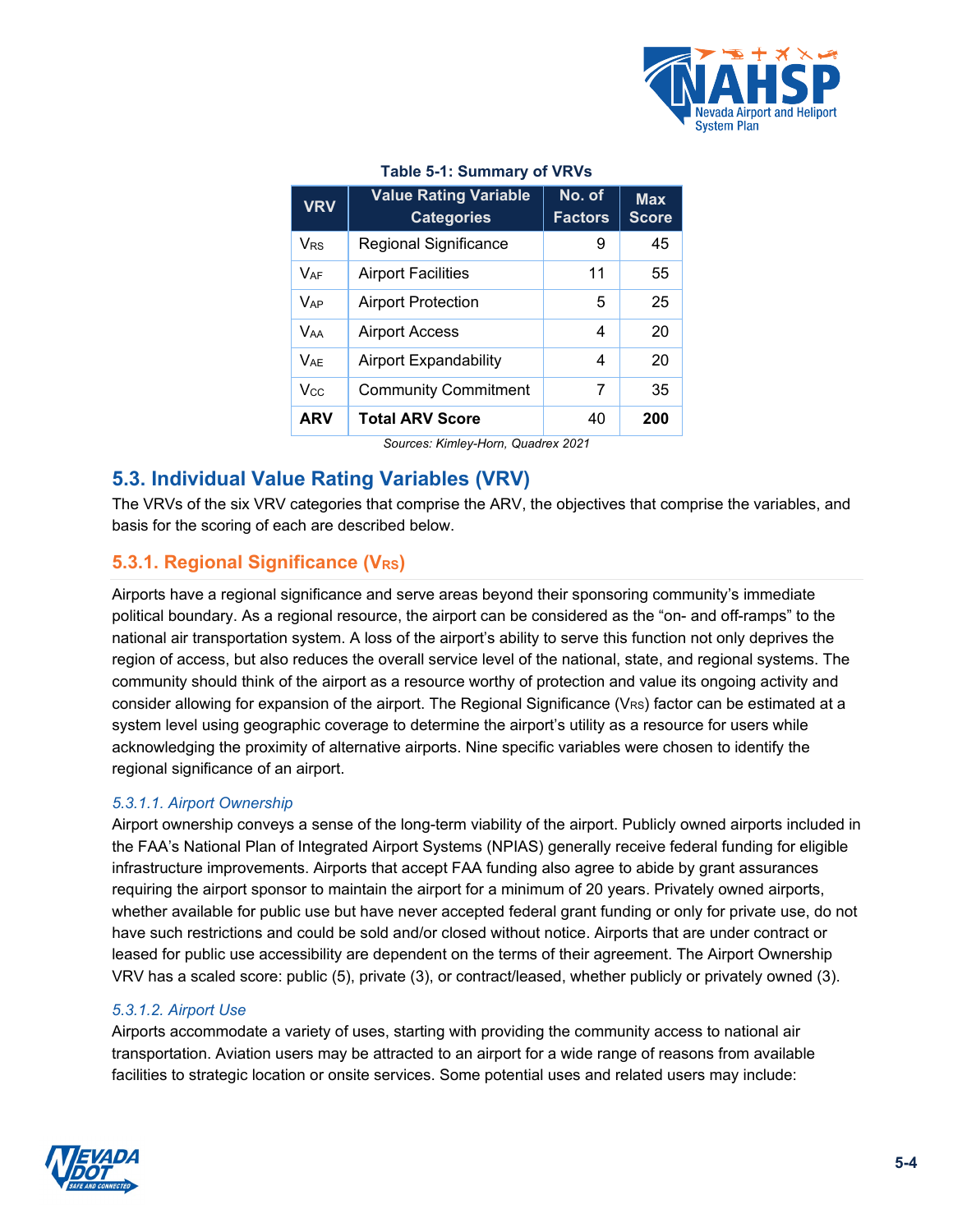Table 5-1: Summary of VRVs

| VRV | Value Rating Variable Categories | No. of Factors | Max Score |
|---|---|---|---|
| $V_{RS}$ | Regional Significance | 9 | 45 |
| $V_{AF}$ | Airport Facilities | 11 | 55 |
| $V_{AP}$ | Airport Protection | 5 | 25 |
| $V_{AA}$ | Airport Access | 4 | 20 |
| $V_{AE}$ | Airport Expandability | 4 | 20 |
| $V_{CC}$ | Community Commitment | 7 | 35 |
| **ARV** | **Total ARV Score** | 40 | **200** |

*Sources: Kimley-Horn, Quadrex 2021*

## 5.3. Individual Value Rating Variables (VRV)

The VRVs of the six VRV categories that comprise the ARV, the objectives that comprise the variables, and basis for the scoring of each are described below.

### 5.3.1. Regional Significance ($V_{RS}$)

Airports have a regional significance and serve areas beyond their sponsoring community's immediate political boundary. As a regional resource, the airport can be considered as the "on- and off-ramps" to the national air transportation system. A loss of the airport's ability to serve this function not only deprives the region of access, but also reduces the overall service level of the national, state, and regional systems. The community should think of the airport as a resource worthy of protection and value its ongoing activity and consider allowing for expansion of the airport. The Regional Significance ($V_{RS}$) factor can be estimated at a system level using geographic coverage to determine the airport's utility as a resource for users while acknowledging the proximity of alternative airports. Nine specific variables were chosen to identify the regional significance of an airport.

#### *5.3.1.1. Airport Ownership*

Airport ownership conveys a sense of the long-term viability of the airport. Publicly owned airports included in the FAA's National Plan of Integrated Airport Systems (NPIAS) generally receive federal funding for eligible infrastructure improvements. Airports that accept FAA funding also agree to abide by grant assurances requiring the airport sponsor to maintain the airport for a minimum of 20 years. Privately owned airports, whether available for public use but have never accepted federal grant funding or only for private use, do not have such restrictions and could be sold and/or closed without notice. Airports that are under contract or leased for public use accessibility are dependent on the terms of their agreement. The Airport Ownership VRV has a scaled score: public (5), private (3), or contract/leased, whether publicly or privately owned (3).

#### *5.3.1.2. Airport Use*

Airports accommodate a variety of uses, starting with providing the community access to national air transportation. Aviation users may be attracted to an airport for a wide range of reasons from available facilities to strategic location or onsite services. Some potential uses and related users may include: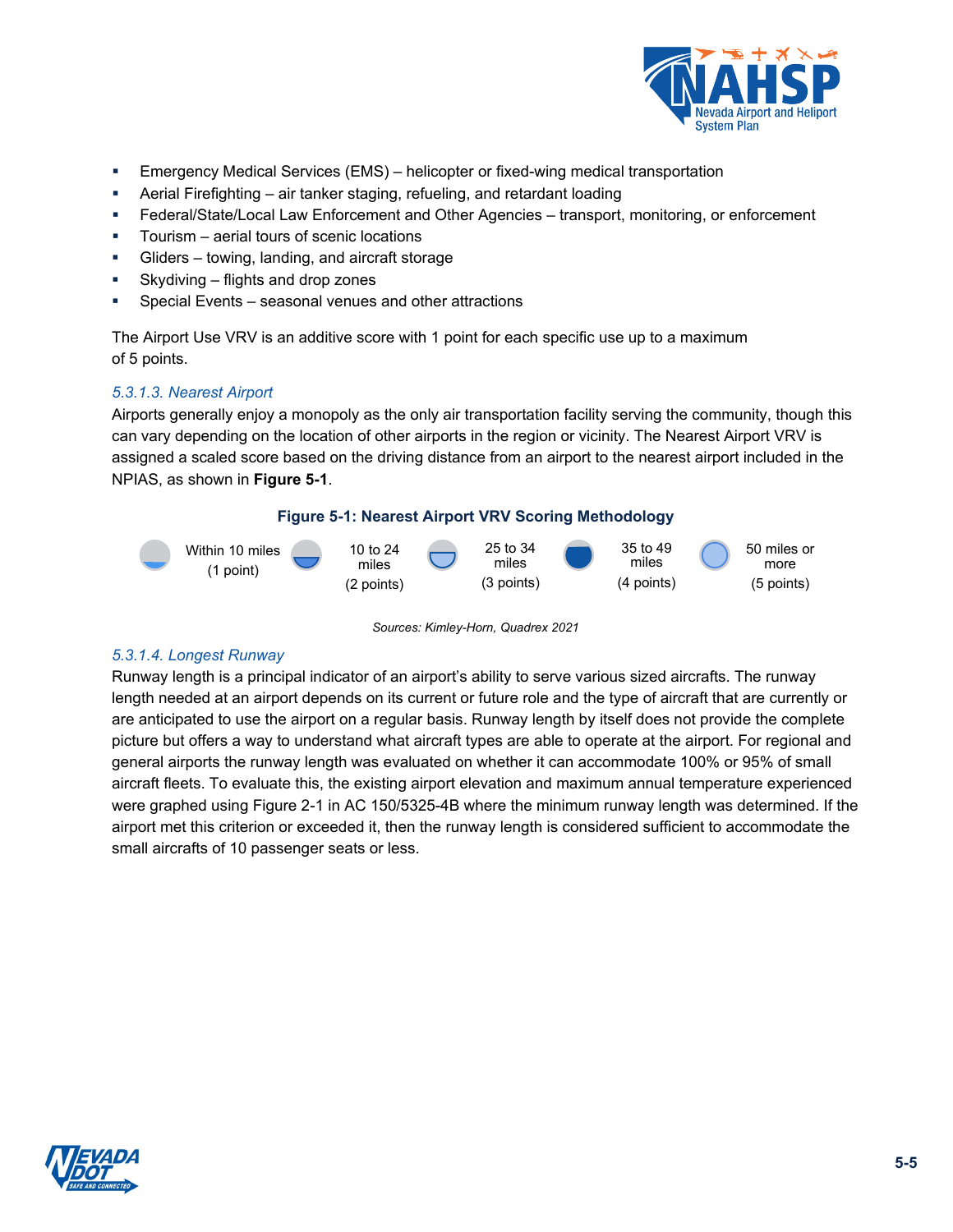- Emergency Medical Services (EMS) – helicopter or fixed-wing medical transportation
- Aerial Firefighting – air tanker staging, refueling, and retardant loading
- Federal/State/Local Law Enforcement and Other Agencies – transport, monitoring, or enforcement
- Tourism – aerial tours of scenic locations
- Gliders – towing, landing, and aircraft storage
- Skydiving – flights and drop zones
- Special Events – seasonal venues and other attractions

The Airport Use VRV is an additive score with 1 point for each specific use up to a maximum of 5 points.

### 5.3.1.3. Nearest Airport

Airports generally enjoy a monopoly as the only air transportation facility serving the community, though this can vary depending on the location of other airports in the region or vicinity. The Nearest Airport VRV is assigned a scaled score based on the driving distance from an airport to the nearest airport included in the NPIAS, as shown in **Figure 5-1**.

**Figure 5-1: Nearest Airport VRV Scoring Methodology**

| Within 10 miles (1 point) | 10 to 24 miles (2 points) | 25 to 34 miles (3 points) | 35 to 49 miles (4 points) | 50 miles or more (5 points) |
|---|---|---|---|---|

*Sources: Kimley-Horn, Quadrex 2021*

### 5.3.1.4. Longest Runway

Runway length is a principal indicator of an airport's ability to serve various sized aircrafts. The runway length needed at an airport depends on its current or future role and the type of aircraft that are currently or are anticipated to use the airport on a regular basis. Runway length by itself does not provide the complete picture but offers a way to understand what aircraft types are able to operate at the airport. For regional and general airports the runway length was evaluated on whether it can accommodate 100% or 95% of small aircraft fleets. To evaluate this, the existing airport elevation and maximum annual temperature experienced were graphed using Figure 2-1 in AC 150/5325-4B where the minimum runway length was determined. If the airport met this criterion or exceeded it, then the runway length is considered sufficient to accommodate the small aircrafts of 10 passenger seats or less.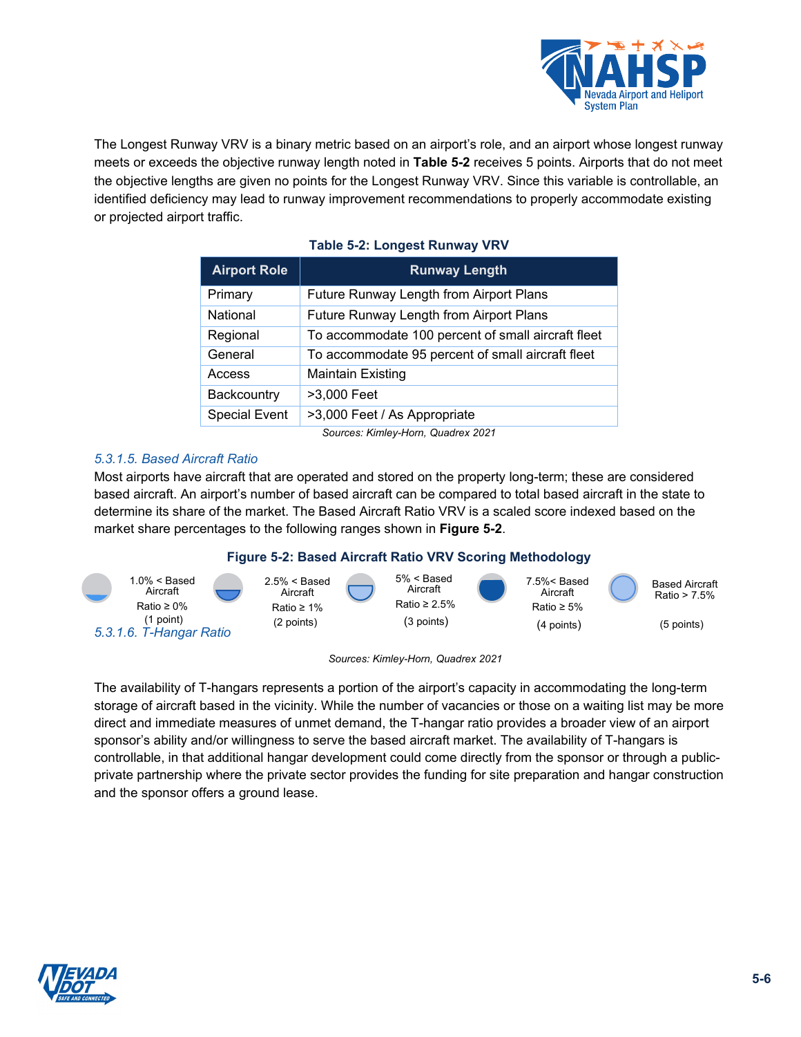The Longest Runway VRV is a binary metric based on an airport's role, and an airport whose longest runway meets or exceeds the objective runway length noted in **Table 5-2** receives 5 points. Airports that do not meet the objective lengths are given no points for the Longest Runway VRV. Since this variable is controllable, an identified deficiency may lead to runway improvement recommendations to properly accommodate existing or projected airport traffic.

**Table 5-2: Longest Runway VRV**

| Airport Role | Runway Length |
|---|---|
| Primary | Future Runway Length from Airport Plans |
| National | Future Runway Length from Airport Plans |
| Regional | To accommodate 100 percent of small aircraft fleet |
| General | To accommodate 95 percent of small aircraft fleet |
| Access | Maintain Existing |
| Backcountry | >3,000 Feet |
| Special Event | >3,000 Feet / As Appropriate |

*Sources: Kimley-Horn, Quadrex 2021*

### *5.3.1.5. Based Aircraft Ratio*

Most airports have aircraft that are operated and stored on the property long-term; these are considered based aircraft. An airport's number of based aircraft can be compared to total based aircraft in the state to determine its share of the market. The Based Aircraft Ratio VRV is a scaled score indexed based on the market share percentages to the following ranges shown in **Figure 5-2**.

**Figure 5-2: Based Aircraft Ratio VRV Scoring Methodology**

1.0% < Based Aircraft Ratio ≥ 0% (1 point)

2.5% < Based Aircraft Ratio ≥ 1% (2 points)

5% < Based Aircraft Ratio ≥ 2.5% (3 points)

7.5%< Based Aircraft Ratio ≥ 5% (4 points)

Based Aircraft Ratio > 7.5% (5 points)

*Sources: Kimley-Horn, Quadrex 2021*

### *5.3.1.6. T-Hangar Ratio*

The availability of T-hangars represents a portion of the airport's capacity in accommodating the long-term storage of aircraft based in the vicinity. While the number of vacancies or those on a waiting list may be more direct and immediate measures of unmet demand, the T-hangar ratio provides a broader view of an airport sponsor's ability and/or willingness to serve the based aircraft market. The availability of T-hangars is controllable, in that additional hangar development could come directly from the sponsor or through a public-private partnership where the private sector provides the funding for site preparation and hangar construction and the sponsor offers a ground lease.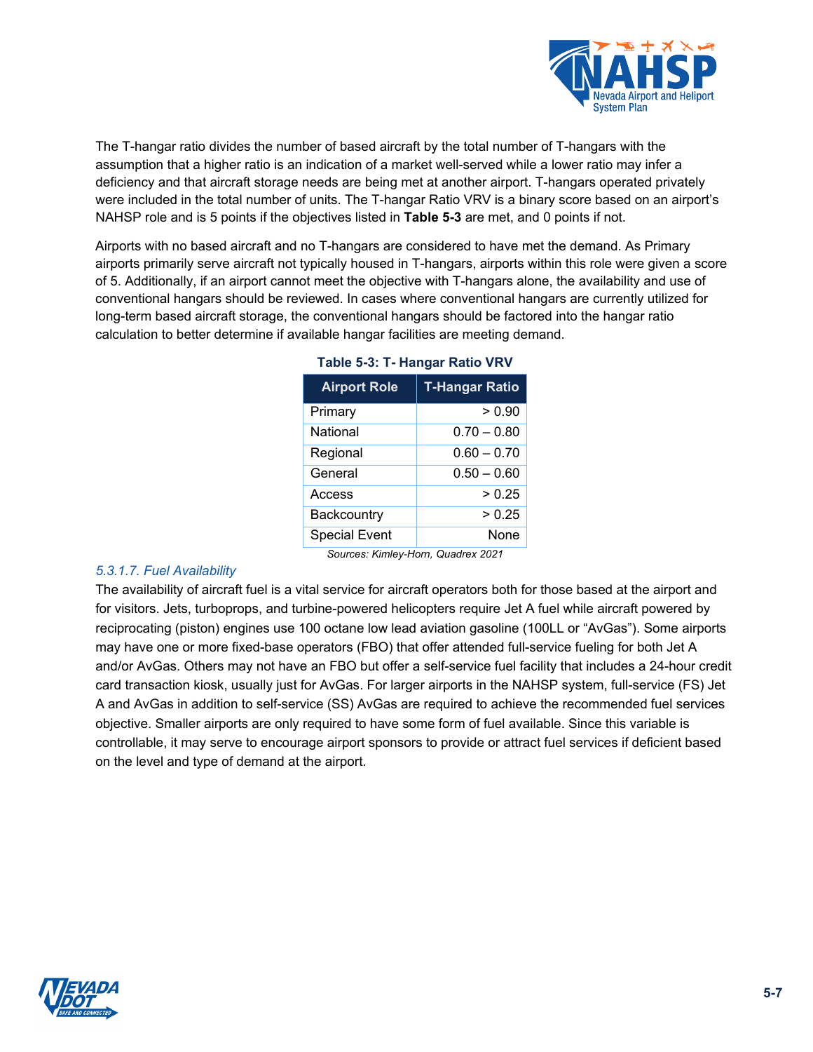The T-hangar ratio divides the number of based aircraft by the total number of T-hangars with the assumption that a higher ratio is an indication of a market well-served while a lower ratio may infer a deficiency and that aircraft storage needs are being met at another airport. T-hangars operated privately were included in the total number of units. The T-hangar Ratio VRV is a binary score based on an airport's NAHSP role and is 5 points if the objectives listed in **Table 5-3** are met, and 0 points if not.

Airports with no based aircraft and no T-hangars are considered to have met the demand. As Primary airports primarily serve aircraft not typically housed in T-hangars, airports within this role were given a score of 5. Additionally, if an airport cannot meet the objective with T-hangars alone, the availability and use of conventional hangars should be reviewed. In cases where conventional hangars are currently utilized for long-term based aircraft storage, the conventional hangars should be factored into the hangar ratio calculation to better determine if available hangar facilities are meeting demand.

**Table 5-3: T- Hangar Ratio VRV**

| Airport Role | T-Hangar Ratio |
|---|---|
| Primary | > 0.90 |
| National | 0.70 – 0.80 |
| Regional | 0.60 – 0.70 |
| General | 0.50 – 0.60 |
| Access | > 0.25 |
| Backcountry | > 0.25 |
| Special Event | None |

*Sources: Kimley-Horn, Quadrex 2021*

#### *5.3.1.7. Fuel Availability*

The availability of aircraft fuel is a vital service for aircraft operators both for those based at the airport and for visitors. Jets, turboprops, and turbine-powered helicopters require Jet A fuel while aircraft powered by reciprocating (piston) engines use 100 octane low lead aviation gasoline (100LL or "AvGas"). Some airports may have one or more fixed-base operators (FBO) that offer attended full-service fueling for both Jet A and/or AvGas. Others may not have an FBO but offer a self-service fuel facility that includes a 24-hour credit card transaction kiosk, usually just for AvGas. For larger airports in the NAHSP system, full-service (FS) Jet A and AvGas in addition to self-service (SS) AvGas are required to achieve the recommended fuel services objective. Smaller airports are only required to have some form of fuel available. Since this variable is controllable, it may serve to encourage airport sponsors to provide or attract fuel services if deficient based on the level and type of demand at the airport.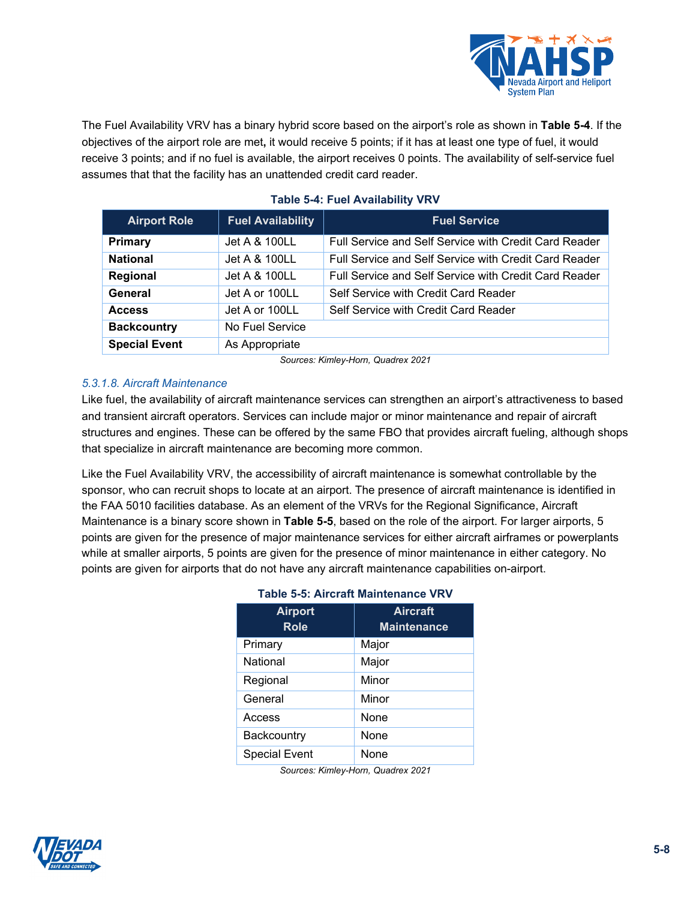The Fuel Availability VRV has a binary hybrid score based on the airport's role as shown in **Table 5-4**. If the objectives of the airport role are met**,** it would receive 5 points; if it has at least one type of fuel, it would receive 3 points; and if no fuel is available, the airport receives 0 points. The availability of self-service fuel assumes that that the facility has an unattended credit card reader.

**Table 5-4: Fuel Availability VRV**

| Airport Role | Fuel Availability | Fuel Service |
|---|---|---|
| **Primary** | Jet A & 100LL | Full Service and Self Service with Credit Card Reader |
| **National** | Jet A & 100LL | Full Service and Self Service with Credit Card Reader |
| **Regional** | Jet A & 100LL | Full Service and Self Service with Credit Card Reader |
| **General** | Jet A or 100LL | Self Service with Credit Card Reader |
| **Access** | Jet A or 100LL | Self Service with Credit Card Reader |
| **Backcountry** | No Fuel Service | |
| **Special Event** | As Appropriate | |

*Sources: Kimley-Horn, Quadrex 2021*

### *5.3.1.8. Aircraft Maintenance*

Like fuel, the availability of aircraft maintenance services can strengthen an airport's attractiveness to based and transient aircraft operators. Services can include major or minor maintenance and repair of aircraft structures and engines. These can be offered by the same FBO that provides aircraft fueling, although shops that specialize in aircraft maintenance are becoming more common.

Like the Fuel Availability VRV, the accessibility of aircraft maintenance is somewhat controllable by the sponsor, who can recruit shops to locate at an airport. The presence of aircraft maintenance is identified in the FAA 5010 facilities database. As an element of the VRVs for the Regional Significance, Aircraft Maintenance is a binary score shown in **Table 5-5**, based on the role of the airport. For larger airports, 5 points are given for the presence of major maintenance services for either aircraft airframes or powerplants while at smaller airports, 5 points are given for the presence of minor maintenance in either category. No points are given for airports that do not have any aircraft maintenance capabilities on-airport.

**Table 5-5: Aircraft Maintenance VRV**

| Airport Role | Aircraft Maintenance |
|---|---|
| Primary | Major |
| National | Major |
| Regional | Minor |
| General | Minor |
| Access | None |
| Backcountry | None |
| Special Event | None |

*Sources: Kimley-Horn, Quadrex 2021*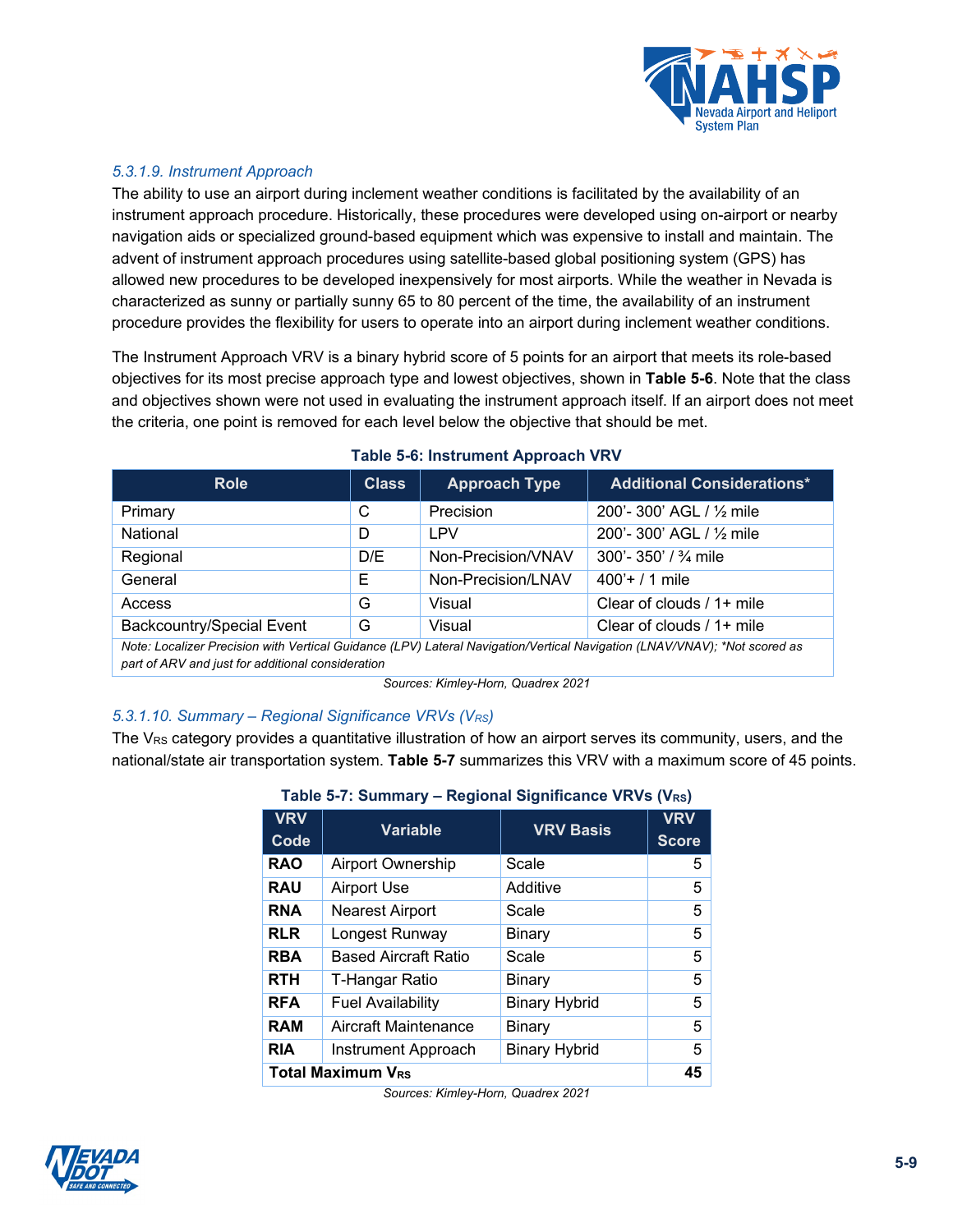#### 5.3.1.9. Instrument Approach

The ability to use an airport during inclement weather conditions is facilitated by the availability of an instrument approach procedure. Historically, these procedures were developed using on-airport or nearby navigation aids or specialized ground-based equipment which was expensive to install and maintain. The advent of instrument approach procedures using satellite-based global positioning system (GPS) has allowed new procedures to be developed inexpensively for most airports. While the weather in Nevada is characterized as sunny or partially sunny 65 to 80 percent of the time, the availability of an instrument procedure provides the flexibility for users to operate into an airport during inclement weather conditions.

The Instrument Approach VRV is a binary hybrid score of 5 points for an airport that meets its role-based objectives for its most precise approach type and lowest objectives, shown in **Table 5-6**. Note that the class and objectives shown were not used in evaluating the instrument approach itself. If an airport does not meet the criteria, one point is removed for each level below the objective that should be met.

**Table 5-6: Instrument Approach VRV**

| Role | Class | Approach Type | Additional Considerations* |
|---|---|---|---|
| Primary | C | Precision | 200'- 300' AGL / ½ mile |
| National | D | LPV | 200'- 300' AGL / ½ mile |
| Regional | D/E | Non-Precision/VNAV | 300'- 350' / ¾ mile |
| General | E | Non-Precision/LNAV | 400'+ / 1 mile |
| Access | G | Visual | Clear of clouds / 1+ mile |
| Backcountry/Special Event | G | Visual | Clear of clouds / 1+ mile |

*Note: Localizer Precision with Vertical Guidance (LPV) Lateral Navigation/Vertical Navigation (LNAV/VNAV); *Not scored as part of ARV and just for additional consideration*

*Sources: Kimley-Horn, Quadrex 2021*

#### 5.3.1.10. Summary – Regional Significance VRVs ($V_{RS}$)

The $V_{RS}$ category provides a quantitative illustration of how an airport serves its community, users, and the national/state air transportation system. **Table 5-7** summarizes this VRV with a maximum score of 45 points.

**Table 5-7: Summary – Regional Significance VRVs ($V_{RS}$)**

| VRV Code | Variable | VRV Basis | VRV Score |
|---|---|---|---|
| **RAO** | Airport Ownership | Scale | 5 |
| **RAU** | Airport Use | Additive | 5 |
| **RNA** | Nearest Airport | Scale | 5 |
| **RLR** | Longest Runway | Binary | 5 |
| **RBA** | Based Aircraft Ratio | Scale | 5 |
| **RTH** | T-Hangar Ratio | Binary | 5 |
| **RFA** | Fuel Availability | Binary Hybrid | 5 |
| **RAM** | Aircraft Maintenance | Binary | 5 |
| **RIA** | Instrument Approach | Binary Hybrid | 5 |
| **Total Maximum $V_{RS}$** | | | **45** |

*Sources: Kimley-Horn, Quadrex 2021*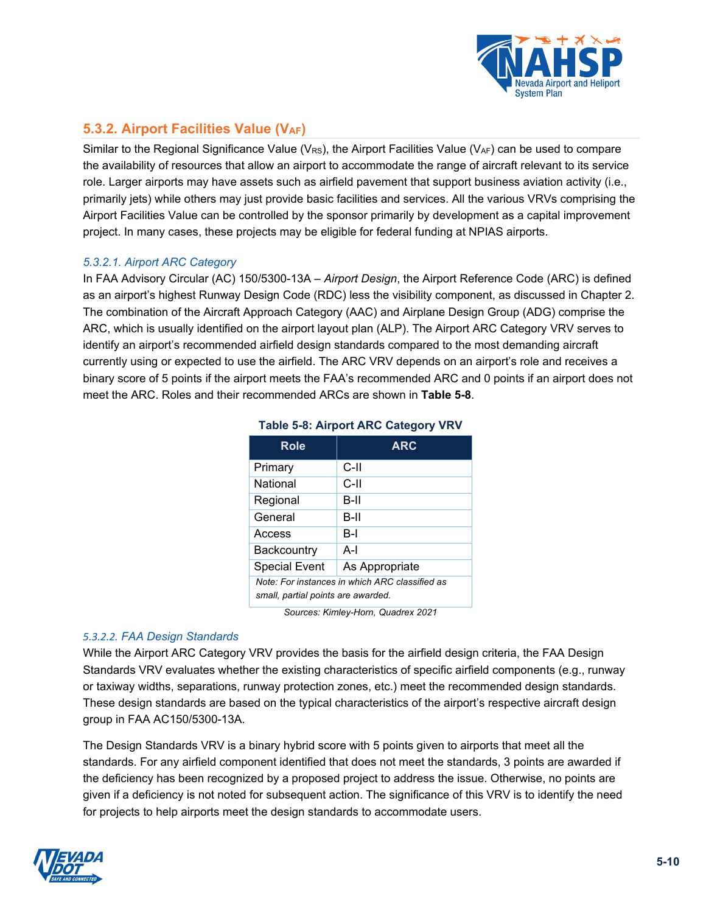### 5.3.2. Airport Facilities Value ($V_{AF}$)

Similar to the Regional Significance Value ($V_{RS}$), the Airport Facilities Value ($V_{AF}$) can be used to compare the availability of resources that allow an airport to accommodate the range of aircraft relevant to its service role. Larger airports may have assets such as airfield pavement that support business aviation activity (i.e., primarily jets) while others may just provide basic facilities and services. All the various VRVs comprising the Airport Facilities Value can be controlled by the sponsor primarily by development as a capital improvement project. In many cases, these projects may be eligible for federal funding at NPIAS airports.

#### *5.3.2.1. Airport ARC Category*

In FAA Advisory Circular (AC) 150/5300-13A – *Airport Design*, the Airport Reference Code (ARC) is defined as an airport's highest Runway Design Code (RDC) less the visibility component, as discussed in Chapter 2. The combination of the Aircraft Approach Category (AAC) and Airplane Design Group (ADG) comprise the ARC, which is usually identified on the airport layout plan (ALP). The Airport ARC Category VRV serves to identify an airport's recommended airfield design standards compared to the most demanding aircraft currently using or expected to use the airfield. The ARC VRV depends on an airport's role and receives a binary score of 5 points if the airport meets the FAA's recommended ARC and 0 points if an airport does not meet the ARC. Roles and their recommended ARCs are shown in **Table 5-8**.

**Table 5-8: Airport ARC Category VRV**

| Role | ARC |
|---|---|
| Primary | C-II |
| National | C-II |
| Regional | B-II |
| General | B-II |
| Access | B-I |
| Backcountry | A-I |
| Special Event | As Appropriate |
| *Note: For instances in which ARC classified as small, partial points are awarded.* | |

*Sources: Kimley-Horn, Quadrex 2021*

#### *5.3.2.2. FAA Design Standards*

While the Airport ARC Category VRV provides the basis for the airfield design criteria, the FAA Design Standards VRV evaluates whether the existing characteristics of specific airfield components (e.g., runway or taxiway widths, separations, runway protection zones, etc.) meet the recommended design standards. These design standards are based on the typical characteristics of the airport's respective aircraft design group in FAA AC150/5300-13A.

The Design Standards VRV is a binary hybrid score with 5 points given to airports that meet all the standards. For any airfield component identified that does not meet the standards, 3 points are awarded if the deficiency has been recognized by a proposed project to address the issue. Otherwise, no points are given if a deficiency is not noted for subsequent action. The significance of this VRV is to identify the need for projects to help airports meet the design standards to accommodate users.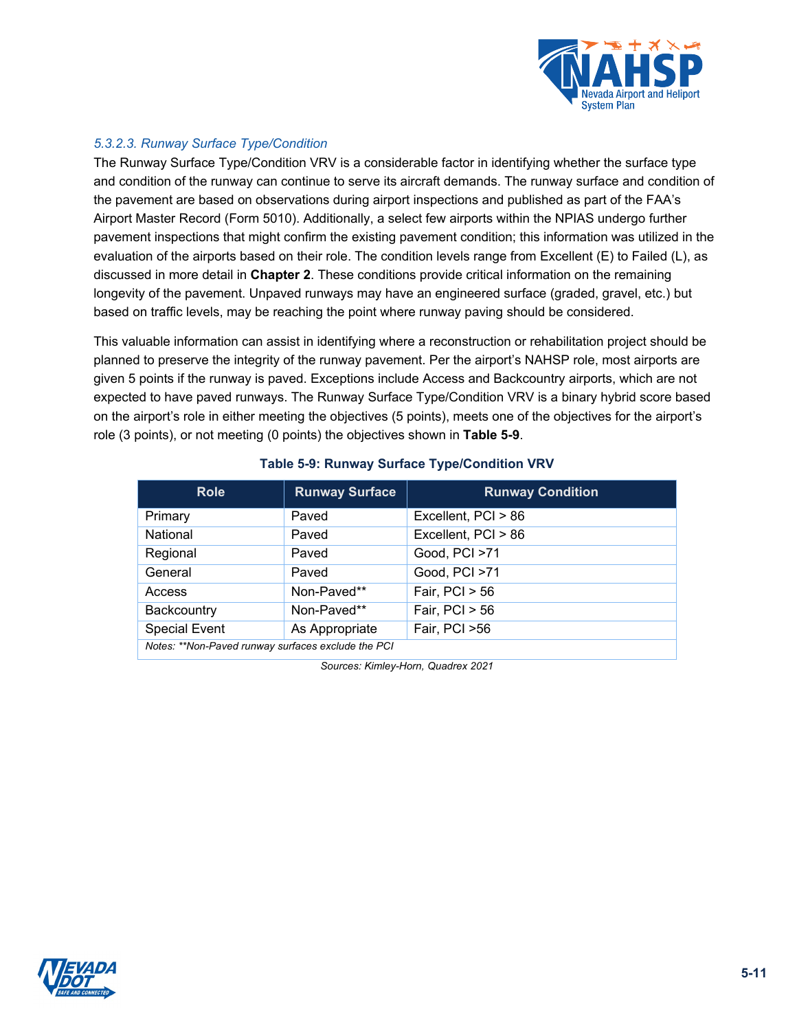#### *5.3.2.3. Runway Surface Type/Condition*

The Runway Surface Type/Condition VRV is a considerable factor in identifying whether the surface type and condition of the runway can continue to serve its aircraft demands. The runway surface and condition of the pavement are based on observations during airport inspections and published as part of the FAA's Airport Master Record (Form 5010). Additionally, a select few airports within the NPIAS undergo further pavement inspections that might confirm the existing pavement condition; this information was utilized in the evaluation of the airports based on their role. The condition levels range from Excellent (E) to Failed (L), as discussed in more detail in **Chapter 2**. These conditions provide critical information on the remaining longevity of the pavement. Unpaved runways may have an engineered surface (graded, gravel, etc.) but based on traffic levels, may be reaching the point where runway paving should be considered.

This valuable information can assist in identifying where a reconstruction or rehabilitation project should be planned to preserve the integrity of the runway pavement. Per the airport's NAHSP role, most airports are given 5 points if the runway is paved. Exceptions include Access and Backcountry airports, which are not expected to have paved runways. The Runway Surface Type/Condition VRV is a binary hybrid score based on the airport's role in either meeting the objectives (5 points), meets one of the objectives for the airport's role (3 points), or not meeting (0 points) the objectives shown in **Table 5-9**.

**Table 5-9: Runway Surface Type/Condition VRV**

| Role | Runway Surface | Runway Condition |
|---|---|---|
| Primary | Paved | Excellent, PCI > 86 |
| National | Paved | Excellent, PCI > 86 |
| Regional | Paved | Good, PCI >71 |
| General | Paved | Good, PCI >71 |
| Access | Non-Paved** | Fair, PCI > 56 |
| Backcountry | Non-Paved** | Fair, PCI > 56 |
| Special Event | As Appropriate | Fair, PCI >56 |

*Notes: **Non-Paved runway surfaces exclude the PCI*

*Sources: Kimley-Horn, Quadrex 2021*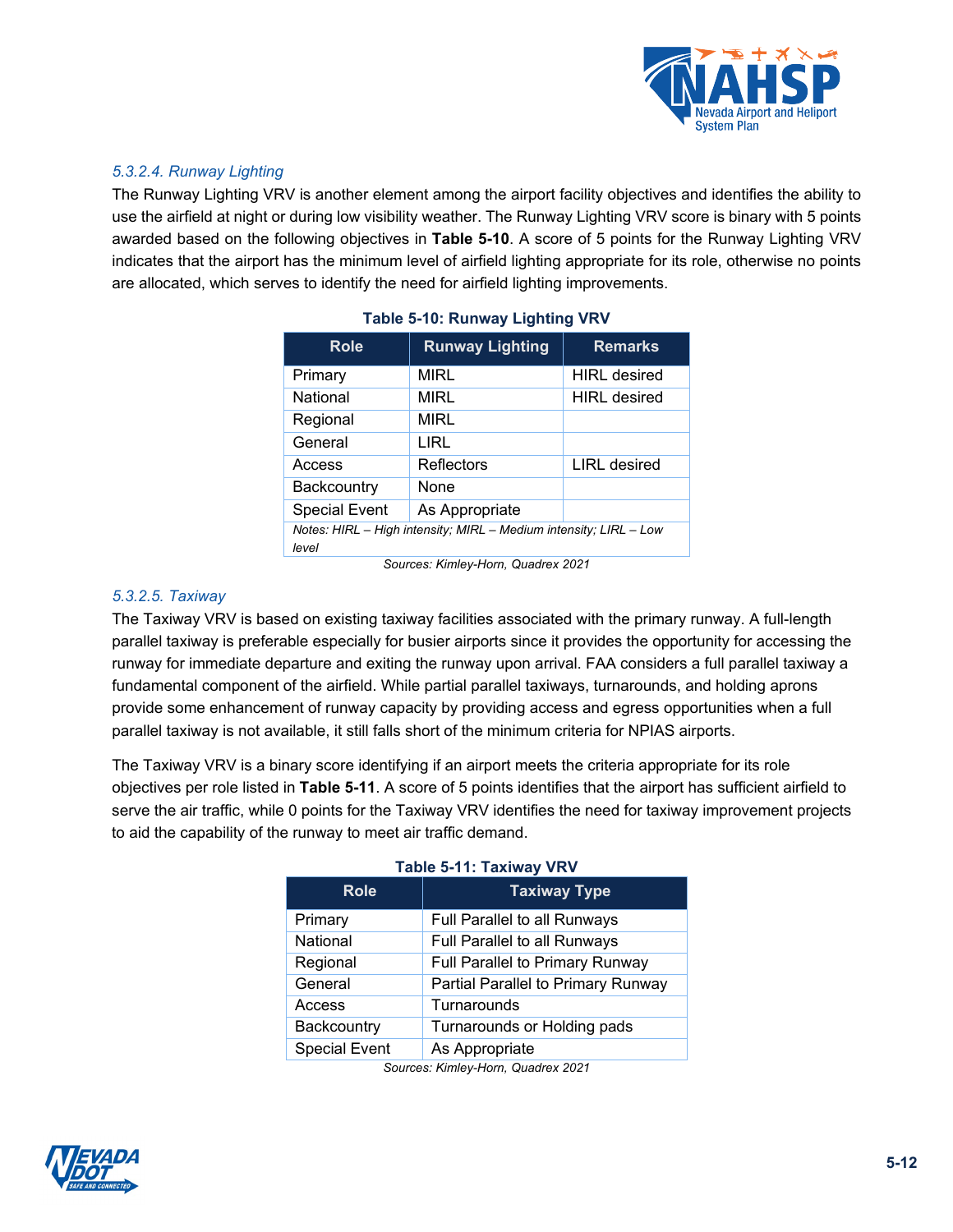#### *5.3.2.4. Runway Lighting*

The Runway Lighting VRV is another element among the airport facility objectives and identifies the ability to use the airfield at night or during low visibility weather. The Runway Lighting VRV score is binary with 5 points awarded based on the following objectives in **Table 5-10**. A score of 5 points for the Runway Lighting VRV indicates that the airport has the minimum level of airfield lighting appropriate for its role, otherwise no points are allocated, which serves to identify the need for airfield lighting improvements.

**Table 5-10: Runway Lighting VRV**

| Role | Runway Lighting | Remarks |
|---|---|---|
| Primary | MIRL | HIRL desired |
| National | MIRL | HIRL desired |
| Regional | MIRL | |
| General | LIRL | |
| Access | Reflectors | LIRL desired |
| Backcountry | None | |
| Special Event | As Appropriate | |
| *Notes: HIRL – High intensity; MIRL – Medium intensity; LIRL – Low level* | | |

*Sources: Kimley-Horn, Quadrex 2021*

#### *5.3.2.5. Taxiway*

The Taxiway VRV is based on existing taxiway facilities associated with the primary runway. A full-length parallel taxiway is preferable especially for busier airports since it provides the opportunity for accessing the runway for immediate departure and exiting the runway upon arrival. FAA considers a full parallel taxiway a fundamental component of the airfield. While partial parallel taxiways, turnarounds, and holding aprons provide some enhancement of runway capacity by providing access and egress opportunities when a full parallel taxiway is not available, it still falls short of the minimum criteria for NPIAS airports.

The Taxiway VRV is a binary score identifying if an airport meets the criteria appropriate for its role objectives per role listed in **Table 5-11**. A score of 5 points identifies that the airport has sufficient airfield to serve the air traffic, while 0 points for the Taxiway VRV identifies the need for taxiway improvement projects to aid the capability of the runway to meet air traffic demand.

**Table 5-11: Taxiway VRV**

| Role | Taxiway Type |
|---|---|
| Primary | Full Parallel to all Runways |
| National | Full Parallel to all Runways |
| Regional | Full Parallel to Primary Runway |
| General | Partial Parallel to Primary Runway |
| Access | Turnarounds |
| Backcountry | Turnarounds or Holding pads |
| Special Event | As Appropriate |

*Sources: Kimley-Horn, Quadrex 2021*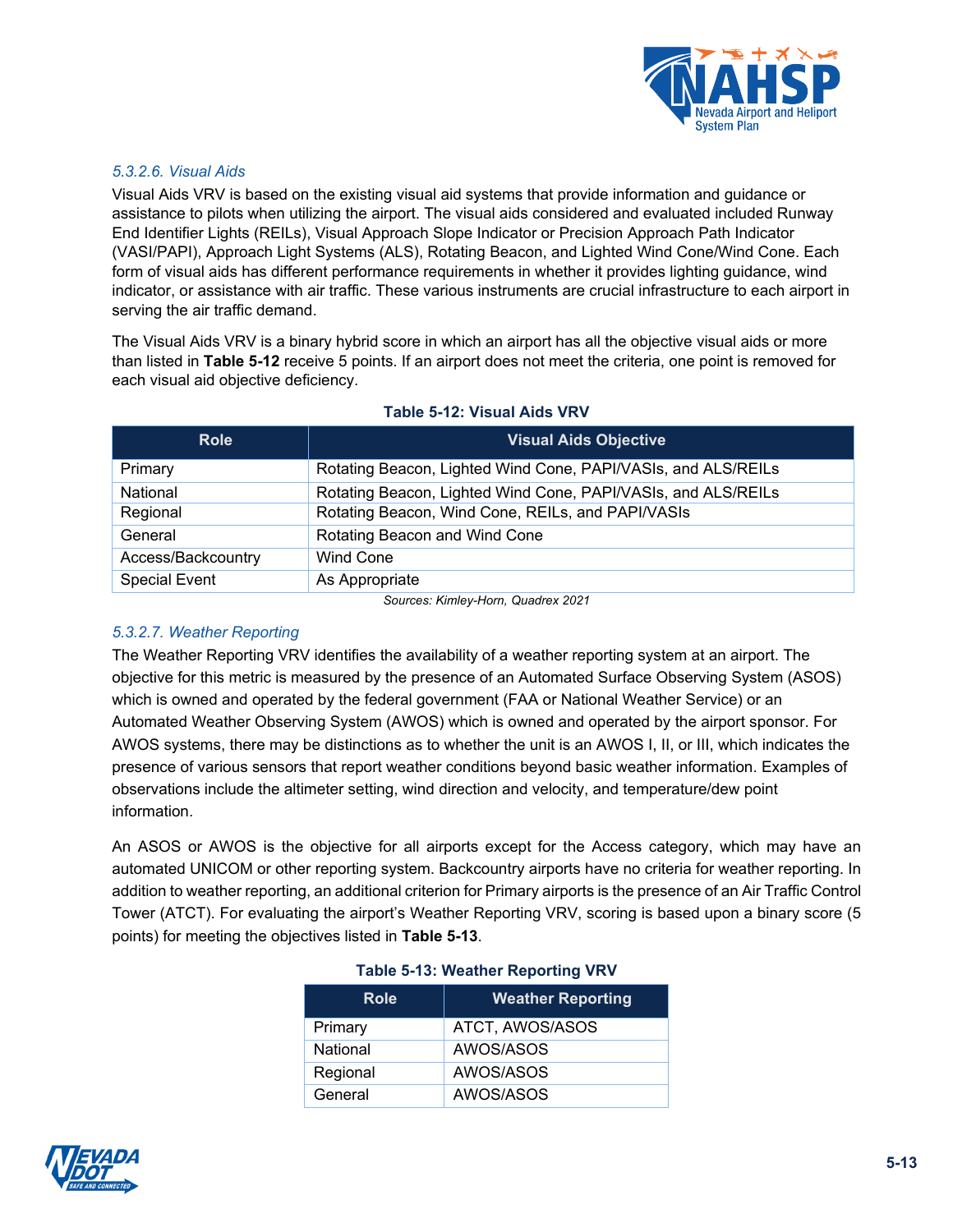#### *5.3.2.6. Visual Aids*

Visual Aids VRV is based on the existing visual aid systems that provide information and guidance or assistance to pilots when utilizing the airport. The visual aids considered and evaluated included Runway End Identifier Lights (REILs), Visual Approach Slope Indicator or Precision Approach Path Indicator (VASI/PAPI), Approach Light Systems (ALS), Rotating Beacon, and Lighted Wind Cone/Wind Cone. Each form of visual aids has different performance requirements in whether it provides lighting guidance, wind indicator, or assistance with air traffic. These various instruments are crucial infrastructure to each airport in serving the air traffic demand.

The Visual Aids VRV is a binary hybrid score in which an airport has all the objective visual aids or more than listed in **Table 5-12** receive 5 points. If an airport does not meet the criteria, one point is removed for each visual aid objective deficiency.

**Table 5-12: Visual Aids VRV**

| Role | Visual Aids Objective |
|---|---|
| Primary | Rotating Beacon, Lighted Wind Cone, PAPI/VASIs, and ALS/REILs |
| National | Rotating Beacon, Lighted Wind Cone, PAPI/VASIs, and ALS/REILs |
| Regional | Rotating Beacon, Wind Cone, REILs, and PAPI/VASIs |
| General | Rotating Beacon and Wind Cone |
| Access/Backcountry | Wind Cone |
| Special Event | As Appropriate |

*Sources: Kimley-Horn, Quadrex 2021*

#### *5.3.2.7. Weather Reporting*

The Weather Reporting VRV identifies the availability of a weather reporting system at an airport. The objective for this metric is measured by the presence of an Automated Surface Observing System (ASOS) which is owned and operated by the federal government (FAA or National Weather Service) or an Automated Weather Observing System (AWOS) which is owned and operated by the airport sponsor. For AWOS systems, there may be distinctions as to whether the unit is an AWOS I, II, or III, which indicates the presence of various sensors that report weather conditions beyond basic weather information. Examples of observations include the altimeter setting, wind direction and velocity, and temperature/dew point information.

An ASOS or AWOS is the objective for all airports except for the Access category, which may have an automated UNICOM or other reporting system. Backcountry airports have no criteria for weather reporting. In addition to weather reporting, an additional criterion for Primary airports is the presence of an Air Traffic Control Tower (ATCT). For evaluating the airport's Weather Reporting VRV, scoring is based upon a binary score (5 points) for meeting the objectives listed in **Table 5-13**.

**Table 5-13: Weather Reporting VRV**

| Role | Weather Reporting |
|---|---|
| Primary | ATCT, AWOS/ASOS |
| National | AWOS/ASOS |
| Regional | AWOS/ASOS |
| General | AWOS/ASOS |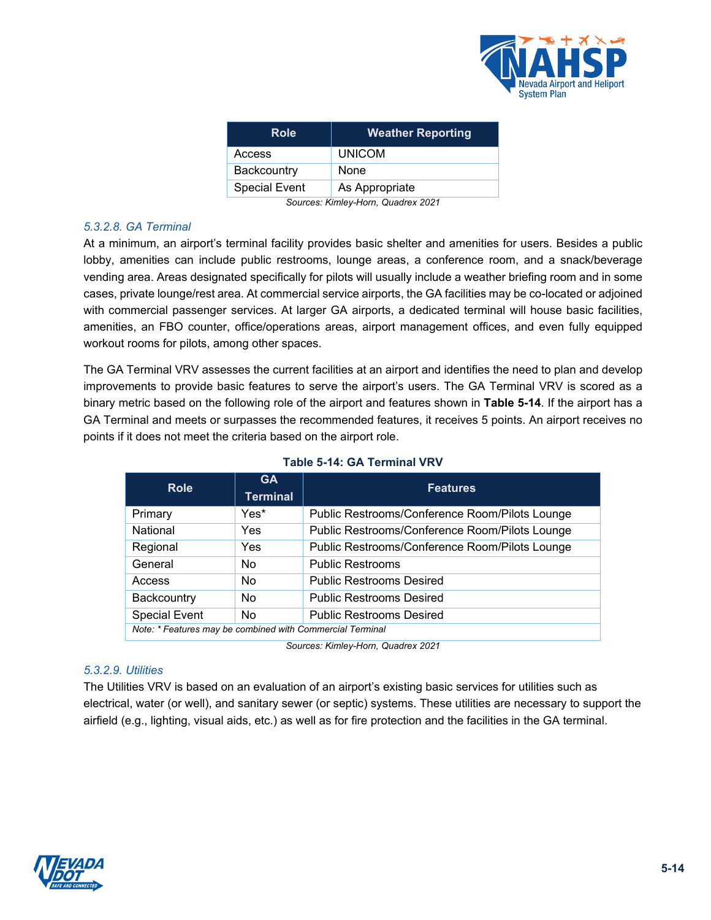| Role | Weather Reporting |
|---|---|
| Access | UNICOM |
| Backcountry | None |
| Special Event | As Appropriate |

*Sources: Kimley-Horn, Quadrex 2021*

#### *5.3.2.8. GA Terminal*

At a minimum, an airport's terminal facility provides basic shelter and amenities for users. Besides a public lobby, amenities can include public restrooms, lounge areas, a conference room, and a snack/beverage vending area. Areas designated specifically for pilots will usually include a weather briefing room and in some cases, private lounge/rest area. At commercial service airports, the GA facilities may be co-located or adjoined with commercial passenger services. At larger GA airports, a dedicated terminal will house basic facilities, amenities, an FBO counter, office/operations areas, airport management offices, and even fully equipped workout rooms for pilots, among other spaces.

The GA Terminal VRV assesses the current facilities at an airport and identifies the need to plan and develop improvements to provide basic features to serve the airport's users. The GA Terminal VRV is scored as a binary metric based on the following role of the airport and features shown in **Table 5-14**. If the airport has a GA Terminal and meets or surpasses the recommended features, it receives 5 points. An airport receives no points if it does not meet the criteria based on the airport role.

**Table 5-14: GA Terminal VRV**

| Role | GA Terminal | Features |
|---|---|---|
| Primary | Yes* | Public Restrooms/Conference Room/Pilots Lounge |
| National | Yes | Public Restrooms/Conference Room/Pilots Lounge |
| Regional | Yes | Public Restrooms/Conference Room/Pilots Lounge |
| General | No | Public Restrooms |
| Access | No | Public Restrooms Desired |
| Backcountry | No | Public Restrooms Desired |
| Special Event | No | Public Restrooms Desired |
| *Note: * Features may be combined with Commercial Terminal* | | |

*Sources: Kimley-Horn, Quadrex 2021*

#### *5.3.2.9. Utilities*

The Utilities VRV is based on an evaluation of an airport's existing basic services for utilities such as electrical, water (or well), and sanitary sewer (or septic) systems. These utilities are necessary to support the airfield (e.g., lighting, visual aids, etc.) as well as for fire protection and the facilities in the GA terminal.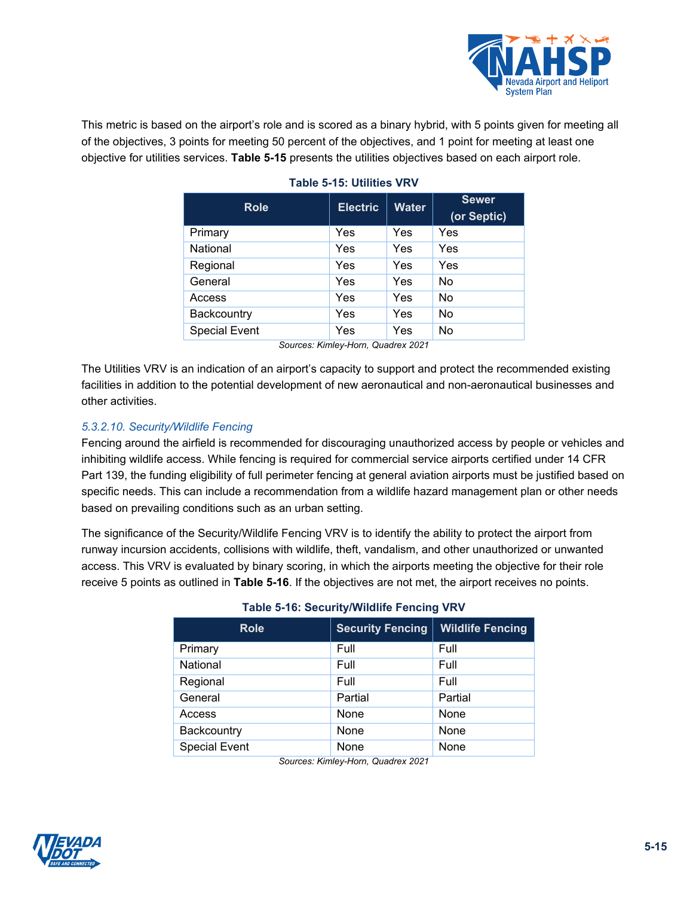This metric is based on the airport's role and is scored as a binary hybrid, with 5 points given for meeting all of the objectives, 3 points for meeting 50 percent of the objectives, and 1 point for meeting at least one objective for utilities services. **Table 5-15** presents the utilities objectives based on each airport role.

**Table 5-15: Utilities VRV**

| Role | Electric | Water | Sewer (or Septic) |
|---|---|---|---|
| Primary | Yes | Yes | Yes |
| National | Yes | Yes | Yes |
| Regional | Yes | Yes | Yes |
| General | Yes | Yes | No |
| Access | Yes | Yes | No |
| Backcountry | Yes | Yes | No |
| Special Event | Yes | Yes | No |

*Sources: Kimley-Horn, Quadrex 2021*

The Utilities VRV is an indication of an airport's capacity to support and protect the recommended existing facilities in addition to the potential development of new aeronautical and non-aeronautical businesses and other activities.

### *5.3.2.10. Security/Wildlife Fencing*

Fencing around the airfield is recommended for discouraging unauthorized access by people or vehicles and inhibiting wildlife access. While fencing is required for commercial service airports certified under 14 CFR Part 139, the funding eligibility of full perimeter fencing at general aviation airports must be justified based on specific needs. This can include a recommendation from a wildlife hazard management plan or other needs based on prevailing conditions such as an urban setting.

The significance of the Security/Wildlife Fencing VRV is to identify the ability to protect the airport from runway incursion accidents, collisions with wildlife, theft, vandalism, and other unauthorized or unwanted access. This VRV is evaluated by binary scoring, in which the airports meeting the objective for their role receive 5 points as outlined in **Table 5-16**. If the objectives are not met, the airport receives no points.

**Table 5-16: Security/Wildlife Fencing VRV**

| Role | Security Fencing | Wildlife Fencing |
|---|---|---|
| Primary | Full | Full |
| National | Full | Full |
| Regional | Full | Full |
| General | Partial | Partial |
| Access | None | None |
| Backcountry | None | None |
| Special Event | None | None |

*Sources: Kimley-Horn, Quadrex 2021*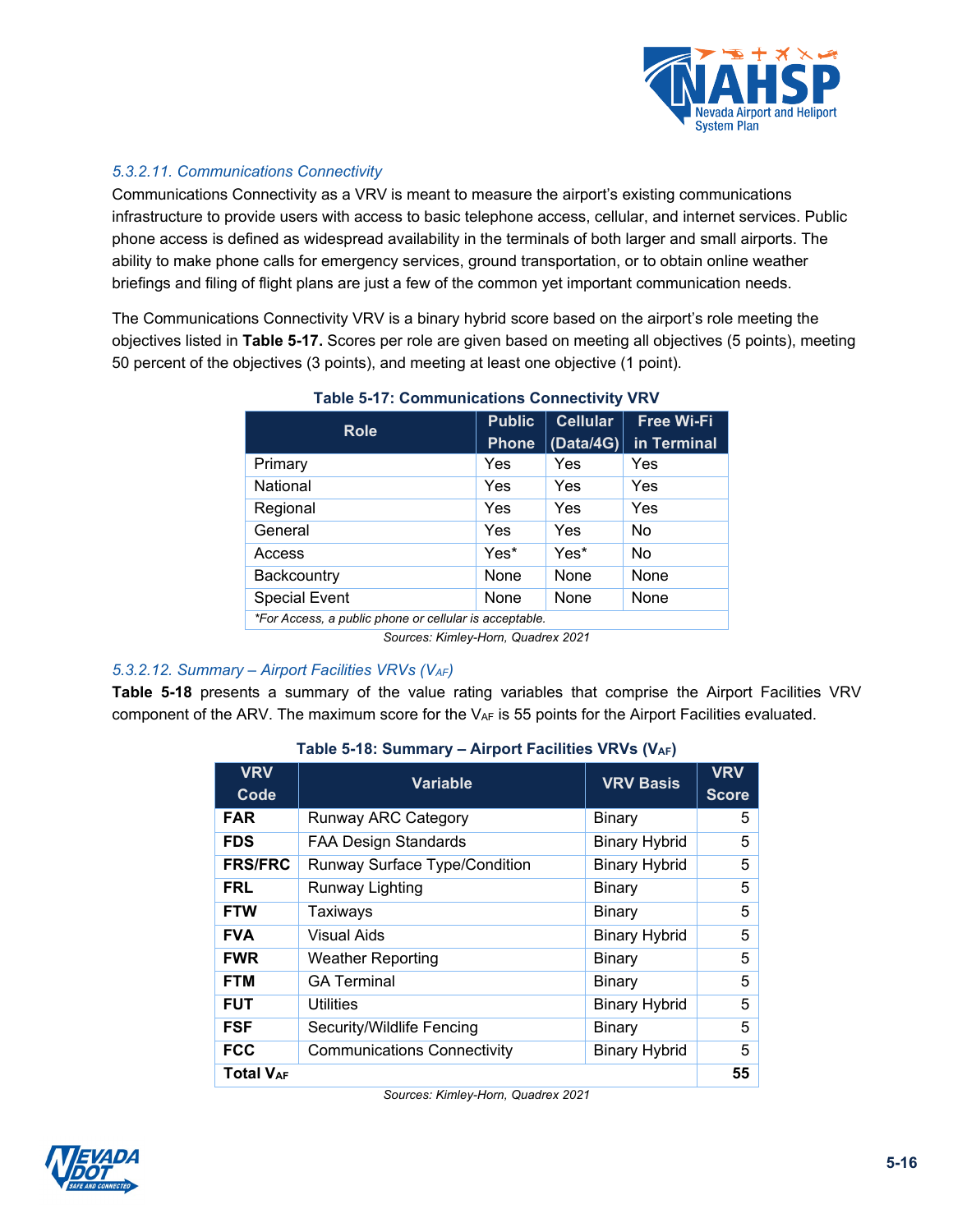#### 5.3.2.11. Communications Connectivity

Communications Connectivity as a VRV is meant to measure the airport's existing communications infrastructure to provide users with access to basic telephone access, cellular, and internet services. Public phone access is defined as widespread availability in the terminals of both larger and small airports. The ability to make phone calls for emergency services, ground transportation, or to obtain online weather briefings and filing of flight plans are just a few of the common yet important communication needs.

The Communications Connectivity VRV is a binary hybrid score based on the airport's role meeting the objectives listed in **Table 5-17.** Scores per role are given based on meeting all objectives (5 points), meeting 50 percent of the objectives (3 points), and meeting at least one objective (1 point).

**Table 5-17: Communications Connectivity VRV**

| Role | Public Phone | Cellular (Data/4G) | Free Wi-Fi in Terminal |
|---|---|---|---|
| Primary | Yes | Yes | Yes |
| National | Yes | Yes | Yes |
| Regional | Yes | Yes | Yes |
| General | Yes | Yes | No |
| Access | Yes* | Yes* | No |
| Backcountry | None | None | None |
| Special Event | None | None | None |
| *For Access, a public phone or cellular is acceptable. | | | |

*Sources: Kimley-Horn, Quadrex 2021*

#### 5.3.2.12. Summary – Airport Facilities VRVs ($V_{AF}$)

**Table 5-18** presents a summary of the value rating variables that comprise the Airport Facilities VRV component of the ARV. The maximum score for the $V_{AF}$ is 55 points for the Airport Facilities evaluated.

**Table 5-18: Summary – Airport Facilities VRVs ($V_{AF}$)**

| VRV Code | Variable | VRV Basis | VRV Score |
|---|---|---|---|
| **FAR** | Runway ARC Category | Binary | 5 |
| **FDS** | FAA Design Standards | Binary Hybrid | 5 |
| **FRS/FRC** | Runway Surface Type/Condition | Binary Hybrid | 5 |
| **FRL** | Runway Lighting | Binary | 5 |
| **FTW** | Taxiways | Binary | 5 |
| **FVA** | Visual Aids | Binary Hybrid | 5 |
| **FWR** | Weather Reporting | Binary | 5 |
| **FTM** | GA Terminal | Binary | 5 |
| **FUT** | Utilities | Binary Hybrid | 5 |
| **FSF** | Security/Wildlife Fencing | Binary | 5 |
| **FCC** | Communications Connectivity | Binary Hybrid | 5 |
| **Total $V_{AF}$** | | | **55** |

*Sources: Kimley-Horn, Quadrex 2021*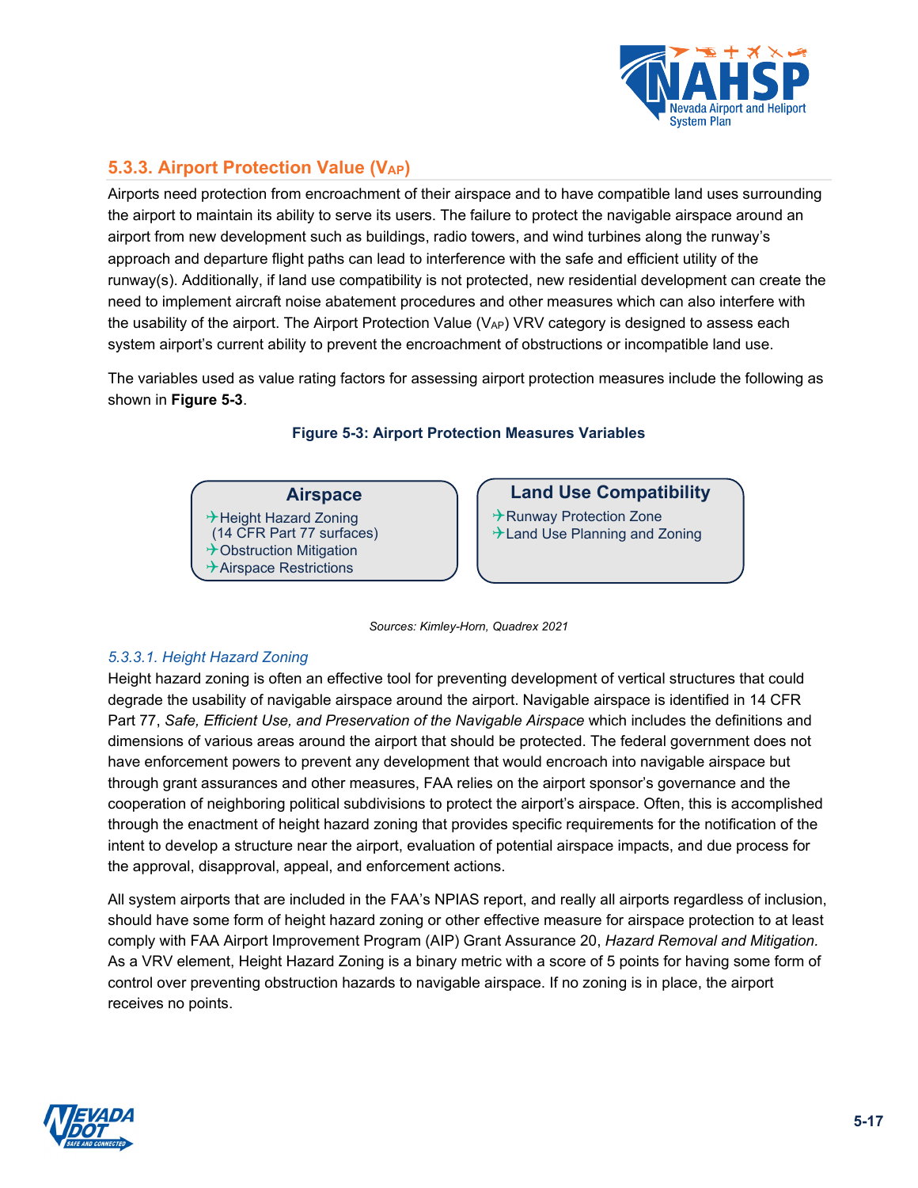## 5.3.3. Airport Protection Value ($V_{AP}$)

Airports need protection from encroachment of their airspace and to have compatible land uses surrounding the airport to maintain its ability to serve its users. The failure to protect the navigable airspace around an airport from new development such as buildings, radio towers, and wind turbines along the runway's approach and departure flight paths can lead to interference with the safe and efficient utility of the runway(s). Additionally, if land use compatibility is not protected, new residential development can create the need to implement aircraft noise abatement procedures and other measures which can also interfere with the usability of the airport. The Airport Protection Value ($V_{AP}$) VRV category is designed to assess each system airport's current ability to prevent the encroachment of obstructions or incompatible land use.

The variables used as value rating factors for assessing airport protection measures include the following as shown in **Figure 5-3**.

**Figure 5-3: Airport Protection Measures Variables**

**Airspace**
- Height Hazard Zoning (14 CFR Part 77 surfaces)
- Obstruction Mitigation
- Airspace Restrictions

**Land Use Compatibility**
- Runway Protection Zone
- Land Use Planning and Zoning

*Sources: Kimley-Horn, Quadrex 2021*

### *5.3.3.1. Height Hazard Zoning*

Height hazard zoning is often an effective tool for preventing development of vertical structures that could degrade the usability of navigable airspace around the airport. Navigable airspace is identified in 14 CFR Part 77, *Safe, Efficient Use, and Preservation of the Navigable Airspace* which includes the definitions and dimensions of various areas around the airport that should be protected. The federal government does not have enforcement powers to prevent any development that would encroach into navigable airspace but through grant assurances and other measures, FAA relies on the airport sponsor's governance and the cooperation of neighboring political subdivisions to protect the airport's airspace. Often, this is accomplished through the enactment of height hazard zoning that provides specific requirements for the notification of the intent to develop a structure near the airport, evaluation of potential airspace impacts, and due process for the approval, disapproval, appeal, and enforcement actions.

All system airports that are included in the FAA's NPIAS report, and really all airports regardless of inclusion, should have some form of height hazard zoning or other effective measure for airspace protection to at least comply with FAA Airport Improvement Program (AIP) Grant Assurance 20, *Hazard Removal and Mitigation.* As a VRV element, Height Hazard Zoning is a binary metric with a score of 5 points for having some form of control over preventing obstruction hazards to navigable airspace. If no zoning is in place, the airport receives no points.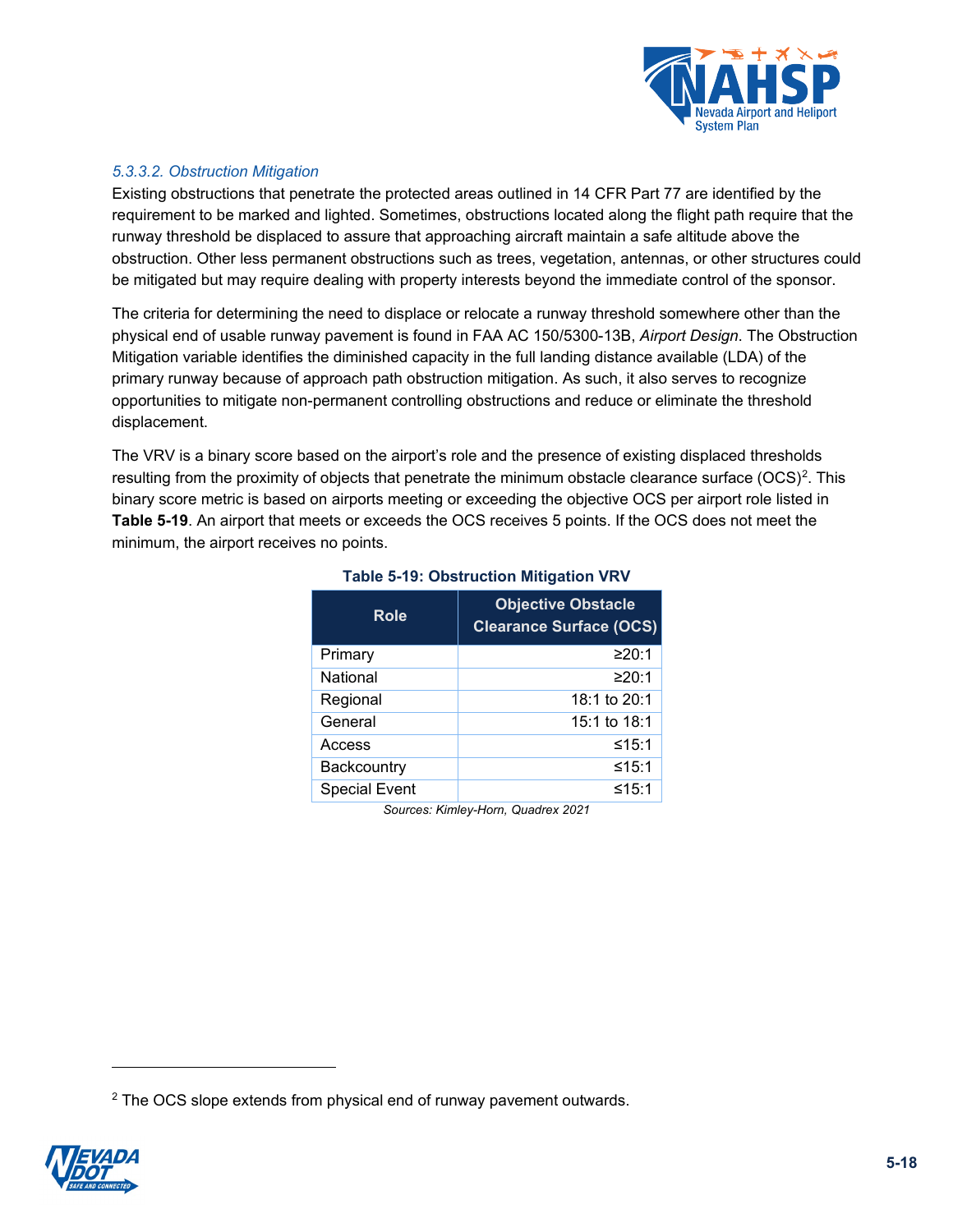#### 5.3.3.2. Obstruction Mitigation

Existing obstructions that penetrate the protected areas outlined in 14 CFR Part 77 are identified by the requirement to be marked and lighted. Sometimes, obstructions located along the flight path require that the runway threshold be displaced to assure that approaching aircraft maintain a safe altitude above the obstruction. Other less permanent obstructions such as trees, vegetation, antennas, or other structures could be mitigated but may require dealing with property interests beyond the immediate control of the sponsor.

The criteria for determining the need to displace or relocate a runway threshold somewhere other than the physical end of usable runway pavement is found in FAA AC 150/5300-13B, *Airport Design*. The Obstruction Mitigation variable identifies the diminished capacity in the full landing distance available (LDA) of the primary runway because of approach path obstruction mitigation. As such, it also serves to recognize opportunities to mitigate non-permanent controlling obstructions and reduce or eliminate the threshold displacement.

The VRV is a binary score based on the airport's role and the presence of existing displaced thresholds resulting from the proximity of objects that penetrate the minimum obstacle clearance surface (OCS)[2]. This binary score metric is based on airports meeting or exceeding the objective OCS per airport role listed in **Table 5-19**. An airport that meets or exceeds the OCS receives 5 points. If the OCS does not meet the minimum, the airport receives no points.

**Table 5-19: Obstruction Mitigation VRV**

| Role | Objective Obstacle Clearance Surface (OCS) |
|---|---|
| Primary | ≥20:1 |
| National | ≥20:1 |
| Regional | 18:1 to 20:1 |
| General | 15:1 to 18:1 |
| Access | ≤15:1 |
| Backcountry | ≤15:1 |
| Special Event | ≤15:1 |

*Sources: Kimley-Horn, Quadrex 2021*

[2] The OCS slope extends from physical end of runway pavement outwards.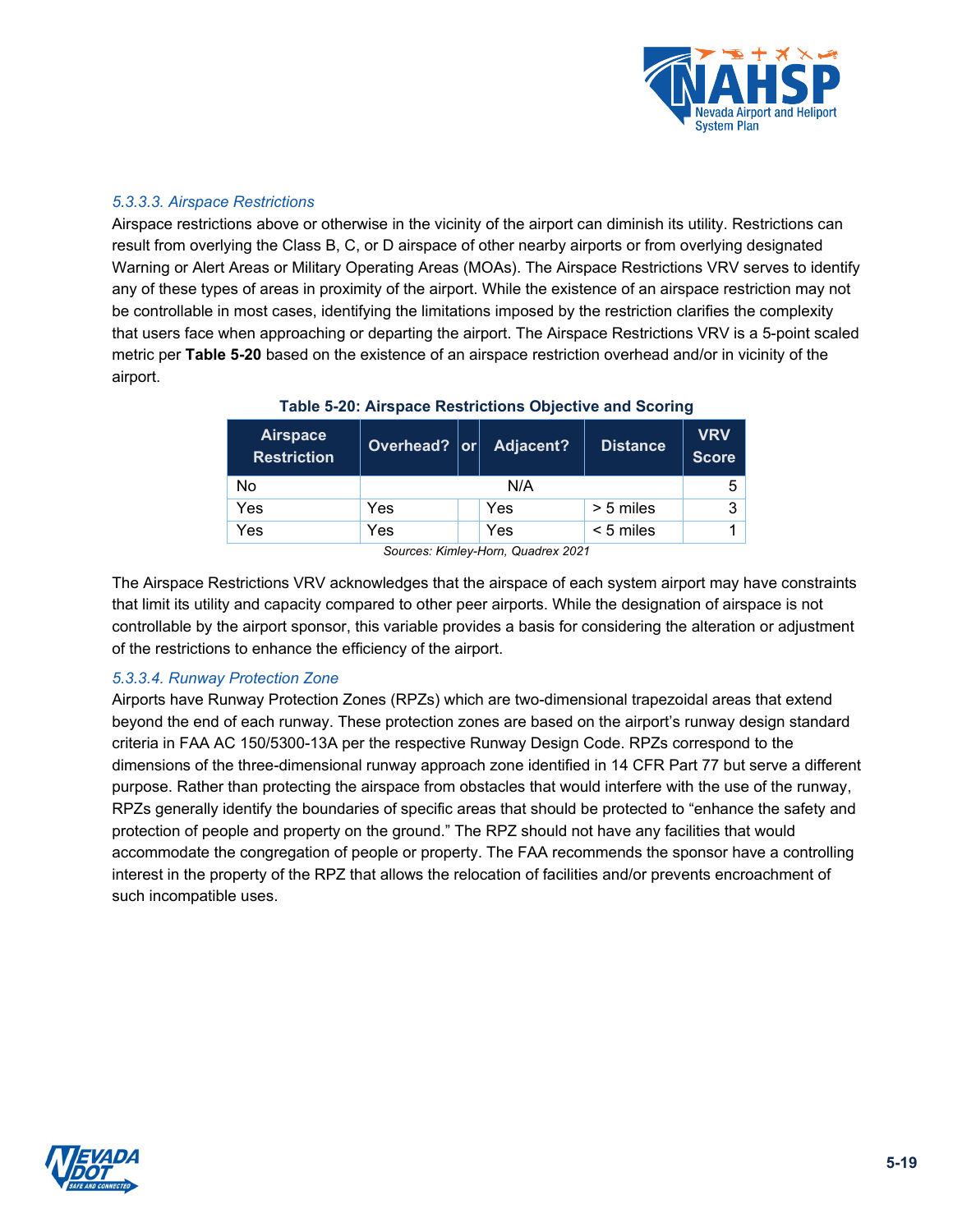#### 5.3.3.3. Airspace Restrictions

Airspace restrictions above or otherwise in the vicinity of the airport can diminish its utility. Restrictions can result from overlying the Class B, C, or D airspace of other nearby airports or from overlying designated Warning or Alert Areas or Military Operating Areas (MOAs). The Airspace Restrictions VRV serves to identify any of these types of areas in proximity of the airport. While the existence of an airspace restriction may not be controllable in most cases, identifying the limitations imposed by the restriction clarifies the complexity that users face when approaching or departing the airport. The Airspace Restrictions VRV is a 5-point scaled metric per **Table 5-20** based on the existence of an airspace restriction overhead and/or in vicinity of the airport.

**Table 5-20: Airspace Restrictions Objective and Scoring**

| Airspace Restriction | Overhead? | or | Adjacent? | Distance | VRV Score |
|---|---|---|---|---|---|
| No | N/A | | | | 5 |
| Yes | Yes | | Yes | > 5 miles | 3 |
| Yes | Yes | | Yes | < 5 miles | 1 |

*Sources: Kimley-Horn, Quadrex 2021*

The Airspace Restrictions VRV acknowledges that the airspace of each system airport may have constraints that limit its utility and capacity compared to other peer airports. While the designation of airspace is not controllable by the airport sponsor, this variable provides a basis for considering the alteration or adjustment of the restrictions to enhance the efficiency of the airport.

#### 5.3.3.4. Runway Protection Zone

Airports have Runway Protection Zones (RPZs) which are two-dimensional trapezoidal areas that extend beyond the end of each runway. These protection zones are based on the airport's runway design standard criteria in FAA AC 150/5300-13A per the respective Runway Design Code. RPZs correspond to the dimensions of the three-dimensional runway approach zone identified in 14 CFR Part 77 but serve a different purpose. Rather than protecting the airspace from obstacles that would interfere with the use of the runway, RPZs generally identify the boundaries of specific areas that should be protected to "enhance the safety and protection of people and property on the ground." The RPZ should not have any facilities that would accommodate the congregation of people or property. The FAA recommends the sponsor have a controlling interest in the property of the RPZ that allows the relocation of facilities and/or prevents encroachment of such incompatible uses.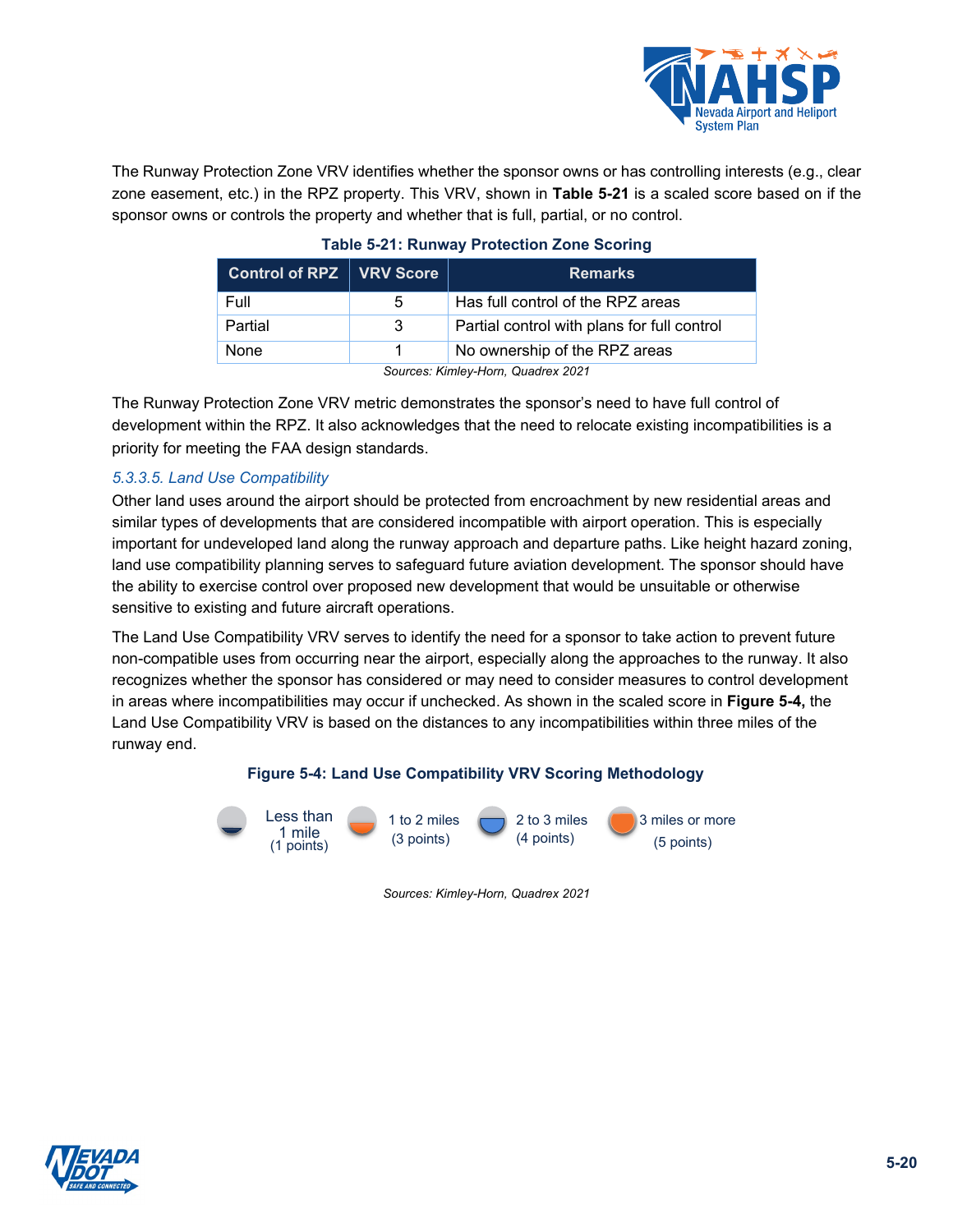The Runway Protection Zone VRV identifies whether the sponsor owns or has controlling interests (e.g., clear zone easement, etc.) in the RPZ property. This VRV, shown in **Table 5-21** is a scaled score based on if the sponsor owns or controls the property and whether that is full, partial, or no control.

**Table 5-21: Runway Protection Zone Scoring**

| Control of RPZ | VRV Score | Remarks |
|---|---|---|
| Full | 5 | Has full control of the RPZ areas |
| Partial | 3 | Partial control with plans for full control |
| None | 1 | No ownership of the RPZ areas |

*Sources: Kimley-Horn, Quadrex 2021*

The Runway Protection Zone VRV metric demonstrates the sponsor's need to have full control of development within the RPZ. It also acknowledges that the need to relocate existing incompatibilities is a priority for meeting the FAA design standards.

### *5.3.3.5. Land Use Compatibility*

Other land uses around the airport should be protected from encroachment by new residential areas and similar types of developments that are considered incompatible with airport operation. This is especially important for undeveloped land along the runway approach and departure paths. Like height hazard zoning, land use compatibility planning serves to safeguard future aviation development. The sponsor should have the ability to exercise control over proposed new development that would be unsuitable or otherwise sensitive to existing and future aircraft operations.

The Land Use Compatibility VRV serves to identify the need for a sponsor to take action to prevent future non-compatible uses from occurring near the airport, especially along the approaches to the runway. It also recognizes whether the sponsor has considered or may need to consider measures to control development in areas where incompatibilities may occur if unchecked. As shown in the scaled score in **Figure 5-4**, the Land Use Compatibility VRV is based on the distances to any incompatibilities within three miles of the runway end.

**Figure 5-4: Land Use Compatibility VRV Scoring Methodology**

Less than 1 mile (1 points) | 1 to 2 miles (3 points) | 2 to 3 miles (4 points) | 3 miles or more (5 points)

*Sources: Kimley-Horn, Quadrex 2021*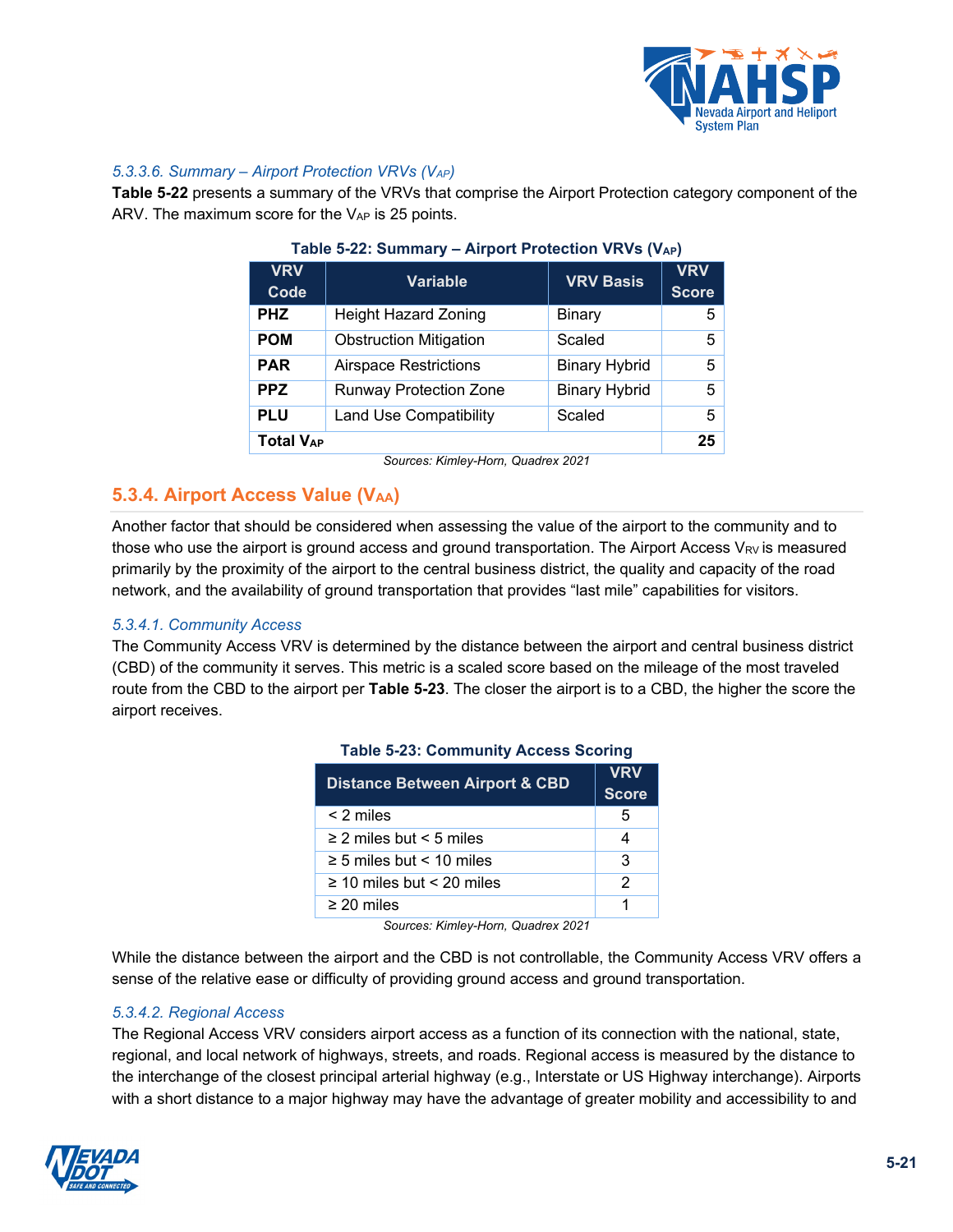#### *5.3.3.6. Summary – Airport Protection VRVs ($V_{AP}$)*

**Table 5-22** presents a summary of the VRVs that comprise the Airport Protection category component of the ARV. The maximum score for the $V_{AP}$ is 25 points.

**Table 5-22: Summary – Airport Protection VRVs ($V_{AP}$)**

| VRV Code | Variable | VRV Basis | VRV Score |
|---|---|---|---|
| **PHZ** | Height Hazard Zoning | Binary | 5 |
| **POM** | Obstruction Mitigation | Scaled | 5 |
| **PAR** | Airspace Restrictions | Binary Hybrid | 5 |
| **PPZ** | Runway Protection Zone | Binary Hybrid | 5 |
| **PLU** | Land Use Compatibility | Scaled | 5 |
| **Total $V_{AP}$** | | | **25** |

*Sources: Kimley-Horn, Quadrex 2021*

### 5.3.4. Airport Access Value ($V_{AA}$)

Another factor that should be considered when assessing the value of the airport to the community and to those who use the airport is ground access and ground transportation. The Airport Access $V_{RV}$ is measured primarily by the proximity of the airport to the central business district, the quality and capacity of the road network, and the availability of ground transportation that provides "last mile" capabilities for visitors.

#### *5.3.4.1. Community Access*

The Community Access VRV is determined by the distance between the airport and central business district (CBD) of the community it serves. This metric is a scaled score based on the mileage of the most traveled route from the CBD to the airport per **Table 5-23**. The closer the airport is to a CBD, the higher the score the airport receives.

**Table 5-23: Community Access Scoring**

| Distance Between Airport & CBD | VRV Score |
|---|---|
| < 2 miles | 5 |
| ≥ 2 miles but < 5 miles | 4 |
| ≥ 5 miles but < 10 miles | 3 |
| ≥ 10 miles but < 20 miles | 2 |
| ≥ 20 miles | 1 |

*Sources: Kimley-Horn, Quadrex 2021*

While the distance between the airport and the CBD is not controllable, the Community Access VRV offers a sense of the relative ease or difficulty of providing ground access and ground transportation.

#### *5.3.4.2. Regional Access*

The Regional Access VRV considers airport access as a function of its connection with the national, state, regional, and local network of highways, streets, and roads. Regional access is measured by the distance to the interchange of the closest principal arterial highway (e.g., Interstate or US Highway interchange). Airports with a short distance to a major highway may have the advantage of greater mobility and accessibility to and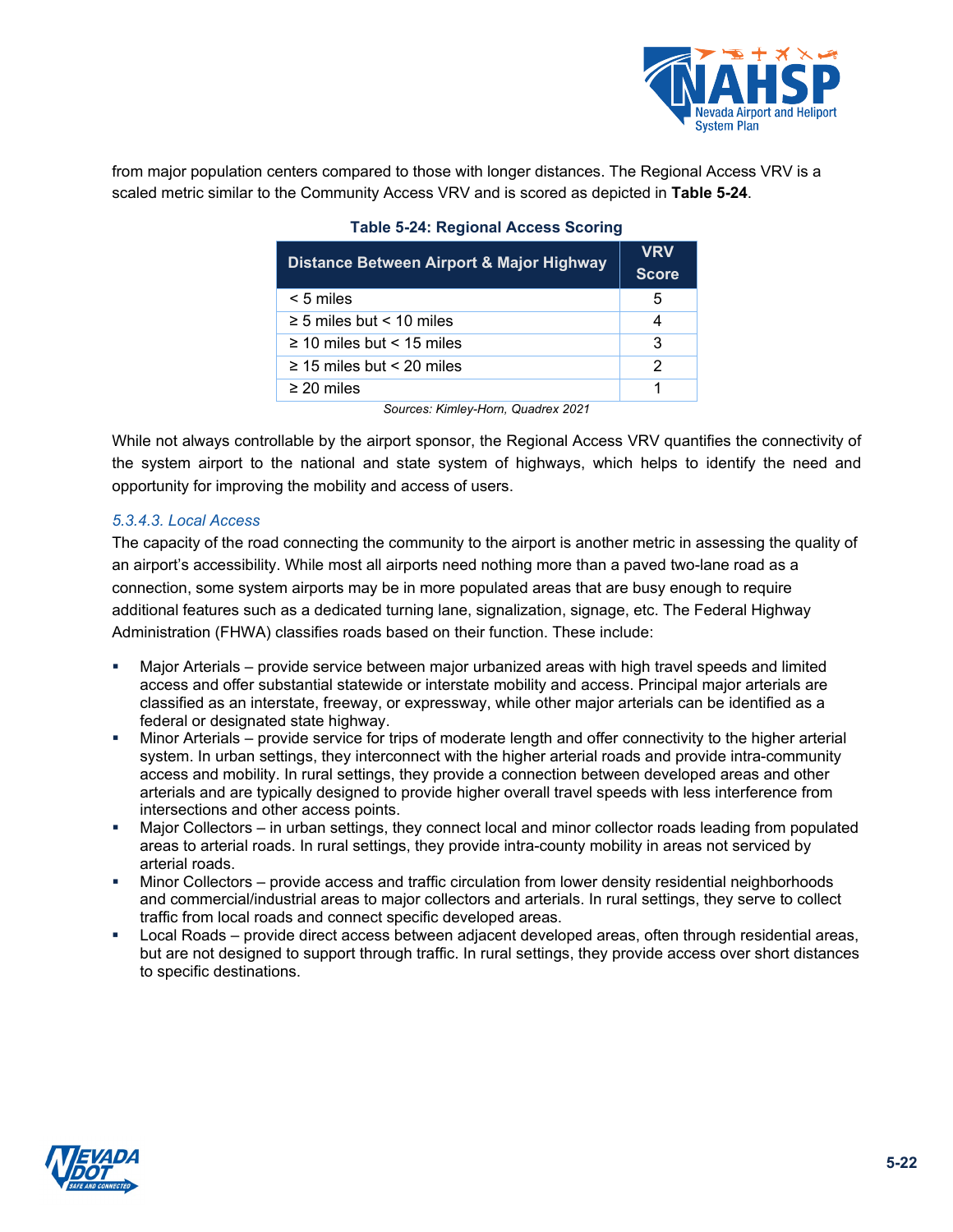from major population centers compared to those with longer distances. The Regional Access VRV is a scaled metric similar to the Community Access VRV and is scored as depicted in **Table 5-24**.

**Table 5-24: Regional Access Scoring**

| Distance Between Airport & Major Highway | VRV Score |
|---|---|
| < 5 miles | 5 |
| ≥ 5 miles but < 10 miles | 4 |
| ≥ 10 miles but < 15 miles | 3 |
| ≥ 15 miles but < 20 miles | 2 |
| ≥ 20 miles | 1 |

*Sources: Kimley-Horn, Quadrex 2021*

While not always controllable by the airport sponsor, the Regional Access VRV quantifies the connectivity of the system airport to the national and state system of highways, which helps to identify the need and opportunity for improving the mobility and access of users.

### *5.3.4.3. Local Access*

The capacity of the road connecting the community to the airport is another metric in assessing the quality of an airport's accessibility. While most all airports need nothing more than a paved two-lane road as a connection, some system airports may be in more populated areas that are busy enough to require additional features such as a dedicated turning lane, signalization, signage, etc. The Federal Highway Administration (FHWA) classifies roads based on their function. These include:

- Major Arterials – provide service between major urbanized areas with high travel speeds and limited access and offer substantial statewide or interstate mobility and access. Principal major arterials are classified as an interstate, freeway, or expressway, while other major arterials can be identified as a federal or designated state highway.
- Minor Arterials – provide service for trips of moderate length and offer connectivity to the higher arterial system. In urban settings, they interconnect with the higher arterial roads and provide intra-community access and mobility. In rural settings, they provide a connection between developed areas and other arterials and are typically designed to provide higher overall travel speeds with less interference from intersections and other access points.
- Major Collectors – in urban settings, they connect local and minor collector roads leading from populated areas to arterial roads. In rural settings, they provide intra-county mobility in areas not serviced by arterial roads.
- Minor Collectors – provide access and traffic circulation from lower density residential neighborhoods and commercial/industrial areas to major collectors and arterials. In rural settings, they serve to collect traffic from local roads and connect specific developed areas.
- Local Roads – provide direct access between adjacent developed areas, often through residential areas, but are not designed to support through traffic. In rural settings, they provide access over short distances to specific destinations.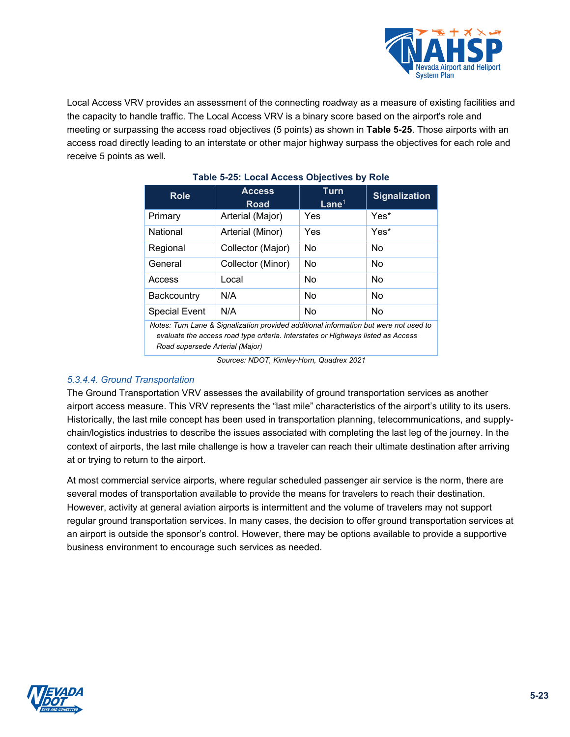Local Access VRV provides an assessment of the connecting roadway as a measure of existing facilities and the capacity to handle traffic. The Local Access VRV is a binary score based on the airport's role and meeting or surpassing the access road objectives (5 points) as shown in **Table 5-25**. Those airports with an access road directly leading to an interstate or other major highway surpass the objectives for each role and receive 5 points as well.

**Table 5-25: Local Access Objectives by Role**

| Role | Access Road | Turn Lane[1] | Signalization |
|---|---|---|---|
| Primary | Arterial (Major) | Yes | Yes* |
| National | Arterial (Minor) | Yes | Yes* |
| Regional | Collector (Major) | No | No |
| General | Collector (Minor) | No | No |
| Access | Local | No | No |
| Backcountry | N/A | No | No |
| Special Event | N/A | No | No |

*Notes: Turn Lane & Signalization provided additional information but were not used to evaluate the access road type criteria. Interstates or Highways listed as Access Road supersede Arterial (Major)*

*Sources: NDOT, Kimley-Horn, Quadrex 2021*

### *5.3.4.4. Ground Transportation*

The Ground Transportation VRV assesses the availability of ground transportation services as another airport access measure. This VRV represents the "last mile" characteristics of the airport's utility to its users. Historically, the last mile concept has been used in transportation planning, telecommunications, and supply-chain/logistics industries to describe the issues associated with completing the last leg of the journey. In the context of airports, the last mile challenge is how a traveler can reach their ultimate destination after arriving at or trying to return to the airport.

At most commercial service airports, where regular scheduled passenger air service is the norm, there are several modes of transportation available to provide the means for travelers to reach their destination. However, activity at general aviation airports is intermittent and the volume of travelers may not support regular ground transportation services. In many cases, the decision to offer ground transportation services at an airport is outside the sponsor's control. However, there may be options available to provide a supportive business environment to encourage such services as needed.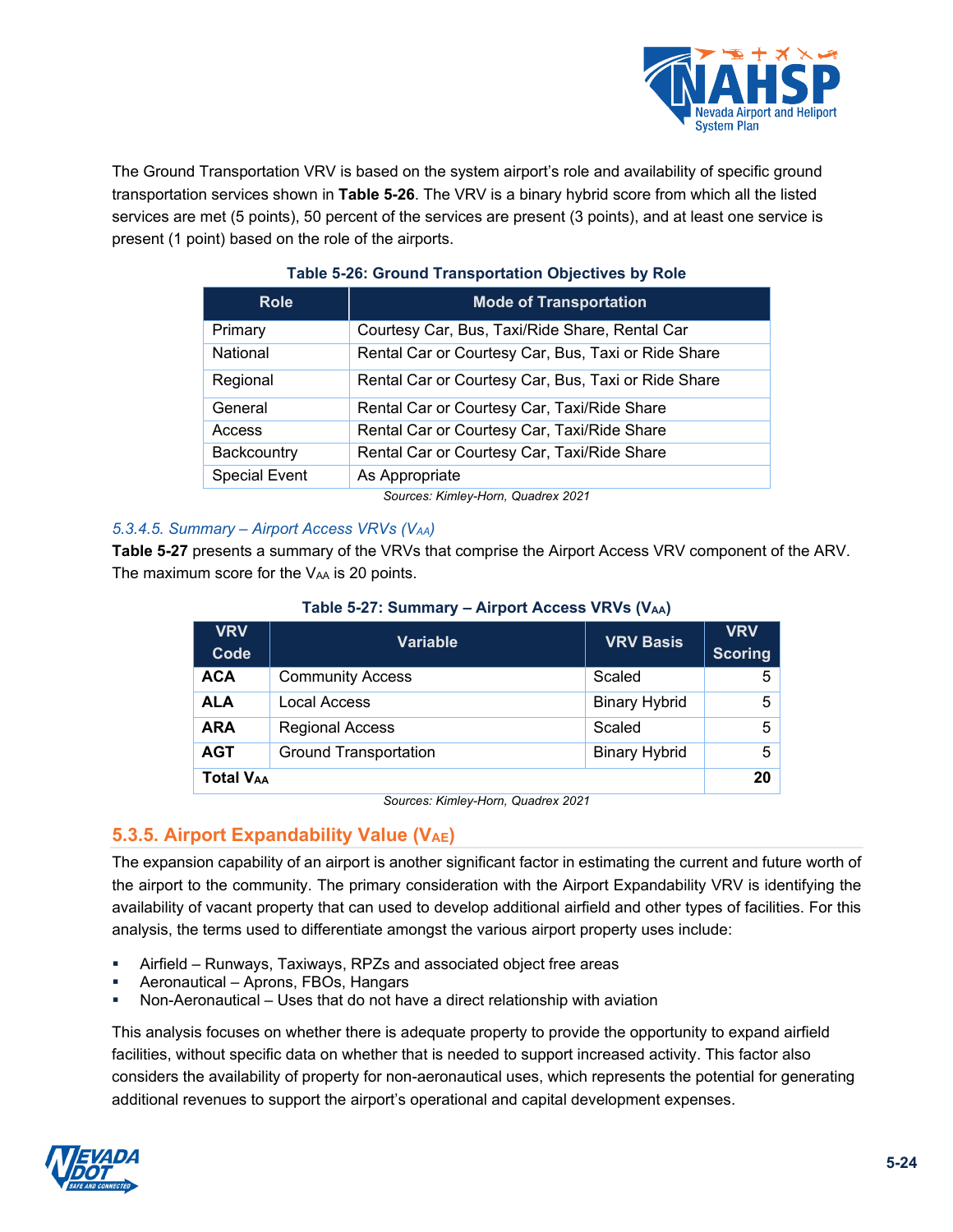The Ground Transportation VRV is based on the system airport's role and availability of specific ground transportation services shown in **Table 5-26**. The VRV is a binary hybrid score from which all the listed services are met (5 points), 50 percent of the services are present (3 points), and at least one service is present (1 point) based on the role of the airports.

**Table 5-26: Ground Transportation Objectives by Role**

| Role | Mode of Transportation |
|---|---|
| Primary | Courtesy Car, Bus, Taxi/Ride Share, Rental Car |
| National | Rental Car or Courtesy Car, Bus, Taxi or Ride Share |
| Regional | Rental Car or Courtesy Car, Bus, Taxi or Ride Share |
| General | Rental Car or Courtesy Car, Taxi/Ride Share |
| Access | Rental Car or Courtesy Car, Taxi/Ride Share |
| Backcountry | Rental Car or Courtesy Car, Taxi/Ride Share |
| Special Event | As Appropriate |

*Sources: Kimley-Horn, Quadrex 2021*

#### *5.3.4.5. Summary – Airport Access VRVs ($V_{AA}$)*

**Table 5-27** presents a summary of the VRVs that comprise the Airport Access VRV component of the ARV. The maximum score for the $V_{AA}$ is 20 points.

**Table 5-27: Summary – Airport Access VRVs ($V_{AA}$)**

| VRV Code | Variable | VRV Basis | VRV Scoring |
|---|---|---|---|
| **ACA** | Community Access | Scaled | 5 |
| **ALA** | Local Access | Binary Hybrid | 5 |
| **ARA** | Regional Access | Scaled | 5 |
| **AGT** | Ground Transportation | Binary Hybrid | 5 |
| **Total $V_{AA}$** | | | **20** |

*Sources: Kimley-Horn, Quadrex 2021*

### 5.3.5. Airport Expandability Value ($V_{AE}$)

The expansion capability of an airport is another significant factor in estimating the current and future worth of the airport to the community. The primary consideration with the Airport Expandability VRV is identifying the availability of vacant property that can used to develop additional airfield and other types of facilities. For this analysis, the terms used to differentiate amongst the various airport property uses include:

- Airfield – Runways, Taxiways, RPZs and associated object free areas
- Aeronautical – Aprons, FBOs, Hangars
- Non-Aeronautical – Uses that do not have a direct relationship with aviation

This analysis focuses on whether there is adequate property to provide the opportunity to expand airfield facilities, without specific data on whether that is needed to support increased activity. This factor also considers the availability of property for non-aeronautical uses, which represents the potential for generating additional revenues to support the airport's operational and capital development expenses.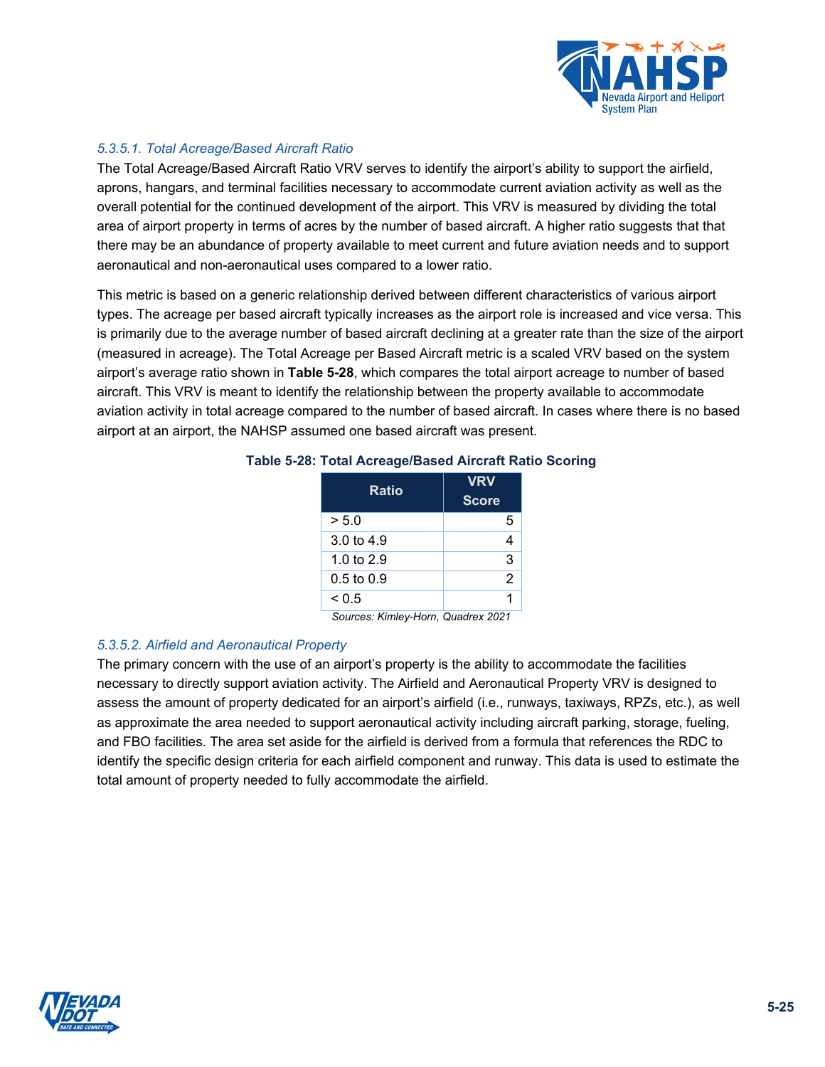#### *5.3.5.1. Total Acreage/Based Aircraft Ratio*

The Total Acreage/Based Aircraft Ratio VRV serves to identify the airport's ability to support the airfield, aprons, hangars, and terminal facilities necessary to accommodate current aviation activity as well as the overall potential for the continued development of the airport. This VRV is measured by dividing the total area of airport property in terms of acres by the number of based aircraft. A higher ratio suggests that that there may be an abundance of property available to meet current and future aviation needs and to support aeronautical and non-aeronautical uses compared to a lower ratio.

This metric is based on a generic relationship derived between different characteristics of various airport types. The acreage per based aircraft typically increases as the airport role is increased and vice versa. This is primarily due to the average number of based aircraft declining at a greater rate than the size of the airport (measured in acreage). The Total Acreage per Based Aircraft metric is a scaled VRV based on the system airport's average ratio shown in **Table 5-28**, which compares the total airport acreage to number of based aircraft. This VRV is meant to identify the relationship between the property available to accommodate aviation activity in total acreage compared to the number of based aircraft. In cases where there is no based airport at an airport, the NAHSP assumed one based aircraft was present.

**Table 5-28: Total Acreage/Based Aircraft Ratio Scoring**

| Ratio | VRV Score |
|---|---|
| > 5.0 | 5 |
| 3.0 to 4.9 | 4 |
| 1.0 to 2.9 | 3 |
| 0.5 to 0.9 | 2 |
| < 0.5 | 1 |

*Sources: Kimley-Horn, Quadrex 2021*

#### *5.3.5.2. Airfield and Aeronautical Property*

The primary concern with the use of an airport's property is the ability to accommodate the facilities necessary to directly support aviation activity. The Airfield and Aeronautical Property VRV is designed to assess the amount of property dedicated for an airport's airfield (i.e., runways, taxiways, RPZs, etc.), as well as approximate the area needed to support aeronautical activity including aircraft parking, storage, fueling, and FBO facilities. The area set aside for the airfield is derived from a formula that references the RDC to identify the specific design criteria for each airfield component and runway. This data is used to estimate the total amount of property needed to fully accommodate the airfield.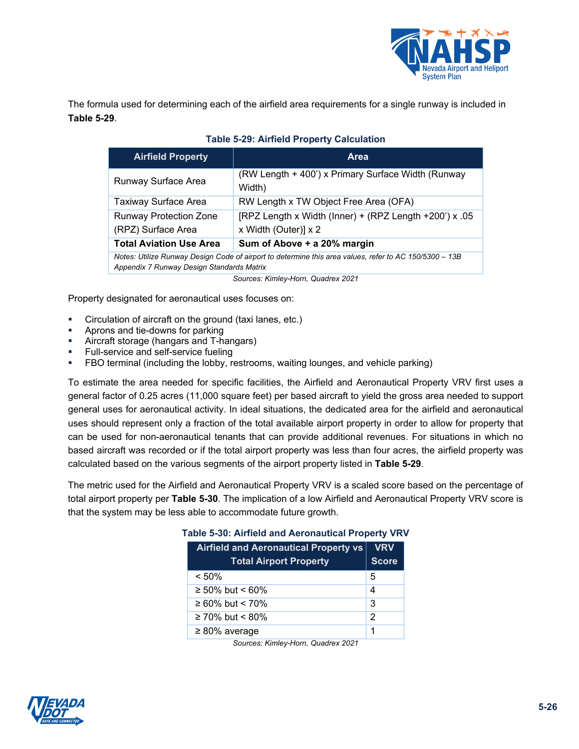The formula used for determining each of the airfield area requirements for a single runway is included in **Table 5-29**.

**Table 5-29: Airfield Property Calculation**

| Airfield Property | Area |
|---|---|
| Runway Surface Area | (RW Length + 400') x Primary Surface Width (Runway Width) |
| Taxiway Surface Area | RW Length x TW Object Free Area (OFA) |
| Runway Protection Zone (RPZ) Surface Area | [RPZ Length x Width (Inner) + (RPZ Length +200') x .05 x Width (Outer)] x 2 |
| **Total Aviation Use Area** | **Sum of Above + a 20% margin** |
| *Notes: Utilize Runway Design Code of airport to determine this area values, refer to AC 150/5300 – 13B Appendix 7 Runway Design Standards Matrix* | |

*Sources: Kimley-Horn, Quadrex 2021*

Property designated for aeronautical uses focuses on:

- Circulation of aircraft on the ground (taxi lanes, etc.)
- Aprons and tie-downs for parking
- Aircraft storage (hangars and T-hangars)
- Full-service and self-service fueling
- FBO terminal (including the lobby, restrooms, waiting lounges, and vehicle parking)

To estimate the area needed for specific facilities, the Airfield and Aeronautical Property VRV first uses a general factor of 0.25 acres (11,000 square feet) per based aircraft to yield the gross area needed to support general uses for aeronautical activity. In ideal situations, the dedicated area for the airfield and aeronautical uses should represent only a fraction of the total available airport property in order to allow for property that can be used for non-aeronautical tenants that can provide additional revenues. For situations in which no based aircraft was recorded or if the total airport property was less than four acres, the airfield property was calculated based on the various segments of the airport property listed in **Table 5-29**.

The metric used for the Airfield and Aeronautical Property VRV is a scaled score based on the percentage of total airport property per **Table 5-30**. The implication of a low Airfield and Aeronautical Property VRV score is that the system may be less able to accommodate future growth.

**Table 5-30: Airfield and Aeronautical Property VRV**

| Airfield and Aeronautical Property vs Total Airport Property | VRV Score |
|---|---|
| < 50% | 5 |
| ≥ 50% but < 60% | 4 |
| ≥ 60% but < 70% | 3 |
| ≥ 70% but < 80% | 2 |
| ≥ 80% average | 1 |

*Sources: Kimley-Horn, Quadrex 2021*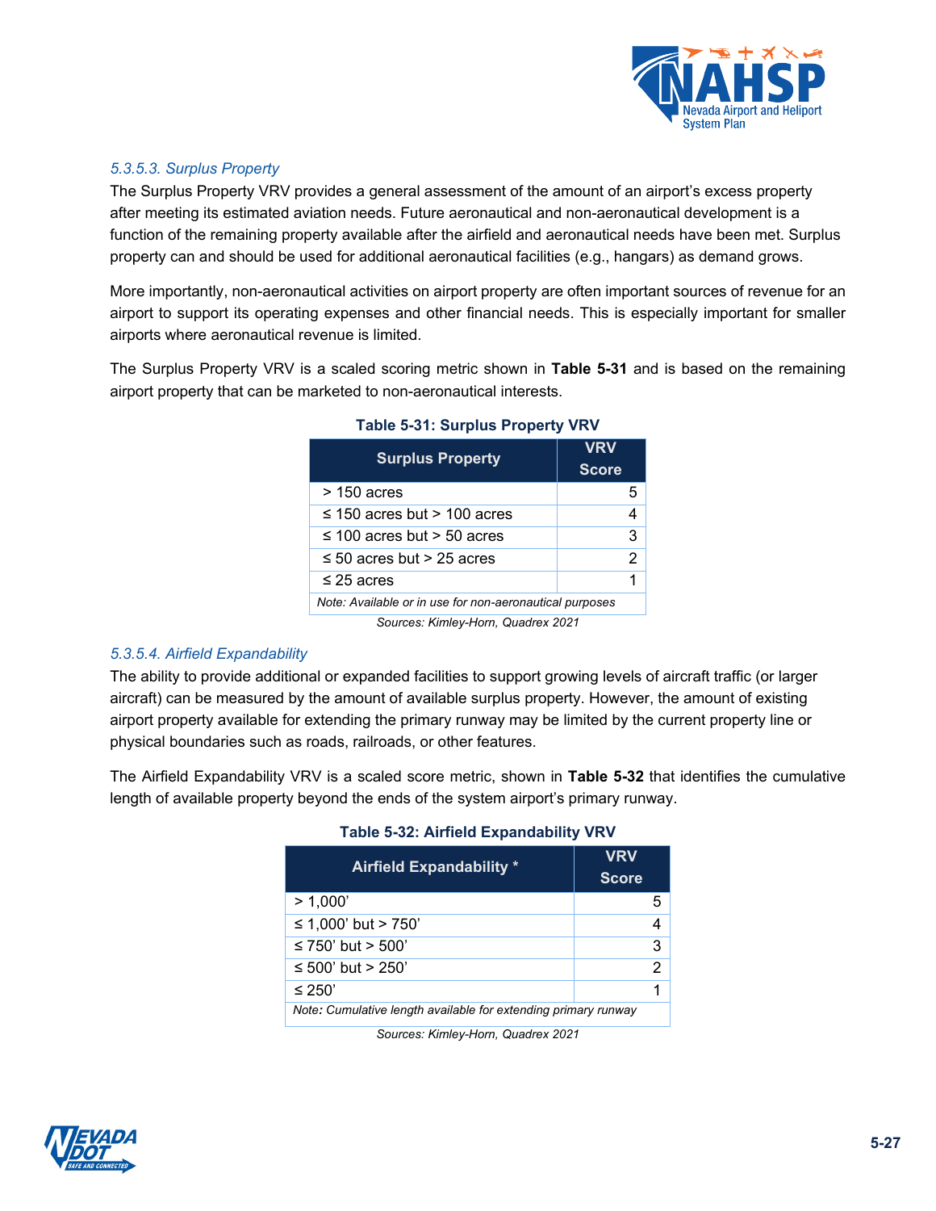#### *5.3.5.3. Surplus Property*

The Surplus Property VRV provides a general assessment of the amount of an airport's excess property after meeting its estimated aviation needs. Future aeronautical and non-aeronautical development is a function of the remaining property available after the airfield and aeronautical needs have been met. Surplus property can and should be used for additional aeronautical facilities (e.g., hangars) as demand grows.

More importantly, non-aeronautical activities on airport property are often important sources of revenue for an airport to support its operating expenses and other financial needs. This is especially important for smaller airports where aeronautical revenue is limited.

The Surplus Property VRV is a scaled scoring metric shown in **Table 5-31** and is based on the remaining airport property that can be marketed to non-aeronautical interests.

**Table 5-31: Surplus Property VRV**

| Surplus Property | VRV Score |
|---|---|
| > 150 acres | 5 |
| ≤ 150 acres but > 100 acres | 4 |
| ≤ 100 acres but > 50 acres | 3 |
| ≤ 50 acres but > 25 acres | 2 |
| ≤ 25 acres | 1 |
| *Note: Available or in use for non-aeronautical purposes* | |

*Sources: Kimley-Horn, Quadrex 2021*

#### *5.3.5.4. Airfield Expandability*

The ability to provide additional or expanded facilities to support growing levels of aircraft traffic (or larger aircraft) can be measured by the amount of available surplus property. However, the amount of existing airport property available for extending the primary runway may be limited by the current property line or physical boundaries such as roads, railroads, or other features.

The Airfield Expandability VRV is a scaled score metric, shown in **Table 5-32** that identifies the cumulative length of available property beyond the ends of the system airport's primary runway.

**Table 5-32: Airfield Expandability VRV**

| Airfield Expandability * | VRV Score |
|---|---|
| > 1,000' | 5 |
| ≤ 1,000' but > 750' | 4 |
| ≤ 750' but > 500' | 3 |
| ≤ 500' but > 250' | 2 |
| ≤ 250' | 1 |
| *Note: Cumulative length available for extending primary runway* | |

*Sources: Kimley-Horn, Quadrex 2021*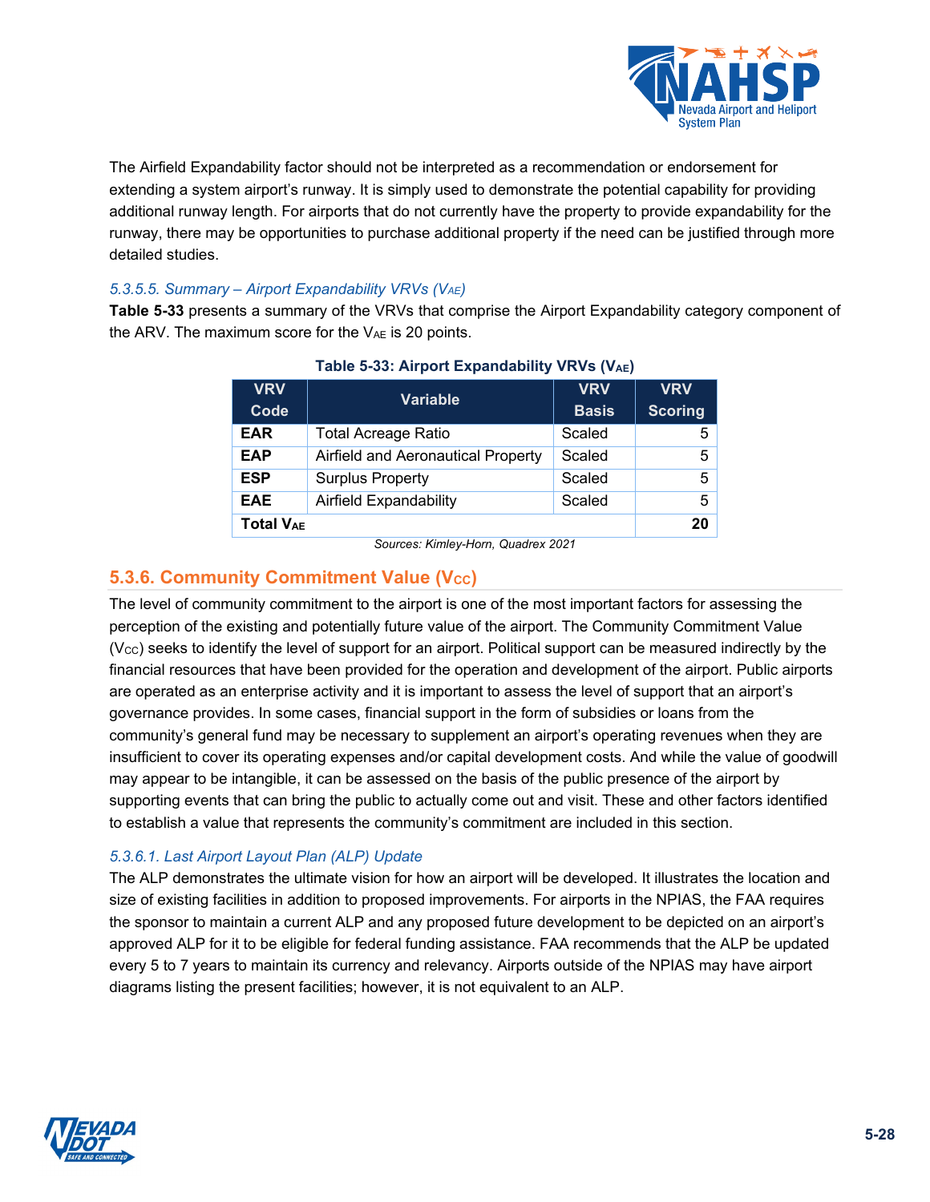The Airfield Expandability factor should not be interpreted as a recommendation or endorsement for extending a system airport's runway. It is simply used to demonstrate the potential capability for providing additional runway length. For airports that do not currently have the property to provide expandability for the runway, there may be opportunities to purchase additional property if the need can be justified through more detailed studies.

#### *5.3.5.5. Summary – Airport Expandability VRVs ($V_{AE}$)*

**Table 5-33** presents a summary of the VRVs that comprise the Airport Expandability category component of the ARV. The maximum score for the $V_{AE}$ is 20 points.

**Table 5-33: Airport Expandability VRVs ($V_{AE}$)**

| VRV Code | Variable | VRV Basis | VRV Scoring |
|---|---|---|---|
| **EAR** | Total Acreage Ratio | Scaled | 5 |
| **EAP** | Airfield and Aeronautical Property | Scaled | 5 |
| **ESP** | Surplus Property | Scaled | 5 |
| **EAE** | Airfield Expandability | Scaled | 5 |
| **Total $V_{AE}$** | | | **20** |

*Sources: Kimley-Horn, Quadrex 2021*

### 5.3.6. Community Commitment Value ($V_{CC}$)

The level of community commitment to the airport is one of the most important factors for assessing the perception of the existing and potentially future value of the airport. The Community Commitment Value ($V_{CC}$) seeks to identify the level of support for an airport. Political support can be measured indirectly by the financial resources that have been provided for the operation and development of the airport. Public airports are operated as an enterprise activity and it is important to assess the level of support that an airport's governance provides. In some cases, financial support in the form of subsidies or loans from the community's general fund may be necessary to supplement an airport's operating revenues when they are insufficient to cover its operating expenses and/or capital development costs. And while the value of goodwill may appear to be intangible, it can be assessed on the basis of the public presence of the airport by supporting events that can bring the public to actually come out and visit. These and other factors identified to establish a value that represents the community's commitment are included in this section.

#### *5.3.6.1. Last Airport Layout Plan (ALP) Update*

The ALP demonstrates the ultimate vision for how an airport will be developed. It illustrates the location and size of existing facilities in addition to proposed improvements. For airports in the NPIAS, the FAA requires the sponsor to maintain a current ALP and any proposed future development to be depicted on an airport's approved ALP for it to be eligible for federal funding assistance. FAA recommends that the ALP be updated every 5 to 7 years to maintain its currency and relevancy. Airports outside of the NPIAS may have airport diagrams listing the present facilities; however, it is not equivalent to an ALP.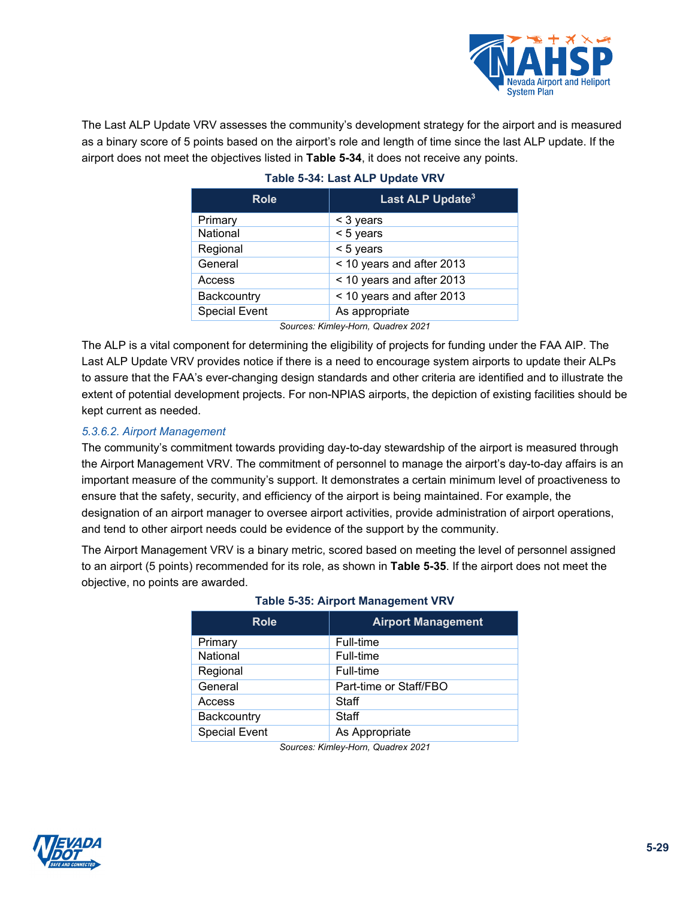The Last ALP Update VRV assesses the community's development strategy for the airport and is measured as a binary score of 5 points based on the airport's role and length of time since the last ALP update. If the airport does not meet the objectives listed in **Table 5-34**, it does not receive any points.

**Table 5-34: Last ALP Update VRV**

| Role | Last ALP Update[3] |
|---|---|
| Primary | < 3 years |
| National | < 5 years |
| Regional | < 5 years |
| General | < 10 years and after 2013 |
| Access | < 10 years and after 2013 |
| Backcountry | < 10 years and after 2013 |
| Special Event | As appropriate |

*Sources: Kimley-Horn, Quadrex 2021*

The ALP is a vital component for determining the eligibility of projects for funding under the FAA AIP. The Last ALP Update VRV provides notice if there is a need to encourage system airports to update their ALPs to assure that the FAA's ever-changing design standards and other criteria are identified and to illustrate the extent of potential development projects. For non-NPIAS airports, the depiction of existing facilities should be kept current as needed.

#### *5.3.6.2. Airport Management*

The community's commitment towards providing day-to-day stewardship of the airport is measured through the Airport Management VRV. The commitment of personnel to manage the airport's day-to-day affairs is an important measure of the community's support. It demonstrates a certain minimum level of proactiveness to ensure that the safety, security, and efficiency of the airport is being maintained. For example, the designation of an airport manager to oversee airport activities, provide administration of airport operations, and tend to other airport needs could be evidence of the support by the community.

The Airport Management VRV is a binary metric, scored based on meeting the level of personnel assigned to an airport (5 points) recommended for its role, as shown in **Table 5-35**. If the airport does not meet the objective, no points are awarded.

**Table 5-35: Airport Management VRV**

| Role | Airport Management |
|---|---|
| Primary | Full-time |
| National | Full-time |
| Regional | Full-time |
| General | Part-time or Staff/FBO |
| Access | Staff |
| Backcountry | Staff |
| Special Event | As Appropriate |

*Sources: Kimley-Horn, Quadrex 2021*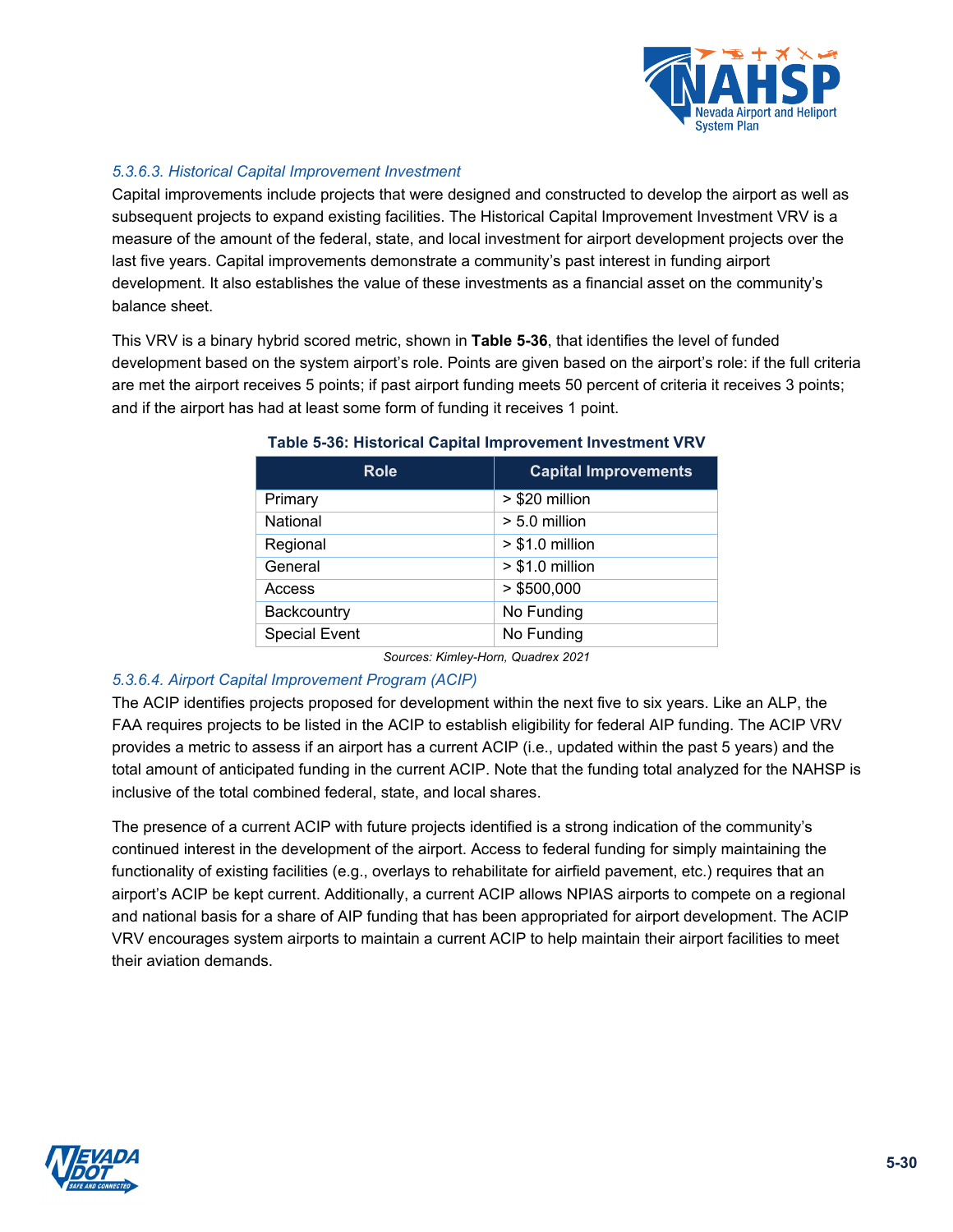#### *5.3.6.3. Historical Capital Improvement Investment*

Capital improvements include projects that were designed and constructed to develop the airport as well as subsequent projects to expand existing facilities. The Historical Capital Improvement Investment VRV is a measure of the amount of the federal, state, and local investment for airport development projects over the last five years. Capital improvements demonstrate a community's past interest in funding airport development. It also establishes the value of these investments as a financial asset on the community's balance sheet.

This VRV is a binary hybrid scored metric, shown in **Table 5-36**, that identifies the level of funded development based on the system airport's role. Points are given based on the airport's role: if the full criteria are met the airport receives 5 points; if past airport funding meets 50 percent of criteria it receives 3 points; and if the airport has had at least some form of funding it receives 1 point.

**Table 5-36: Historical Capital Improvement Investment VRV**

| Role | Capital Improvements |
|---|---|
| Primary | > $20 million |
| National | > 5.0 million |
| Regional | > $1.0 million |
| General | > $1.0 million |
| Access | > $500,000 |
| Backcountry | No Funding |
| Special Event | No Funding |

*Sources: Kimley-Horn, Quadrex 2021*

#### *5.3.6.4. Airport Capital Improvement Program (ACIP)*

The ACIP identifies projects proposed for development within the next five to six years. Like an ALP, the FAA requires projects to be listed in the ACIP to establish eligibility for federal AIP funding. The ACIP VRV provides a metric to assess if an airport has a current ACIP (i.e., updated within the past 5 years) and the total amount of anticipated funding in the current ACIP. Note that the funding total analyzed for the NAHSP is inclusive of the total combined federal, state, and local shares.

The presence of a current ACIP with future projects identified is a strong indication of the community's continued interest in the development of the airport. Access to federal funding for simply maintaining the functionality of existing facilities (e.g., overlays to rehabilitate for airfield pavement, etc.) requires that an airport's ACIP be kept current. Additionally, a current ACIP allows NPIAS airports to compete on a regional and national basis for a share of AIP funding that has been appropriated for airport development. The ACIP VRV encourages system airports to maintain a current ACIP to help maintain their airport facilities to meet their aviation demands.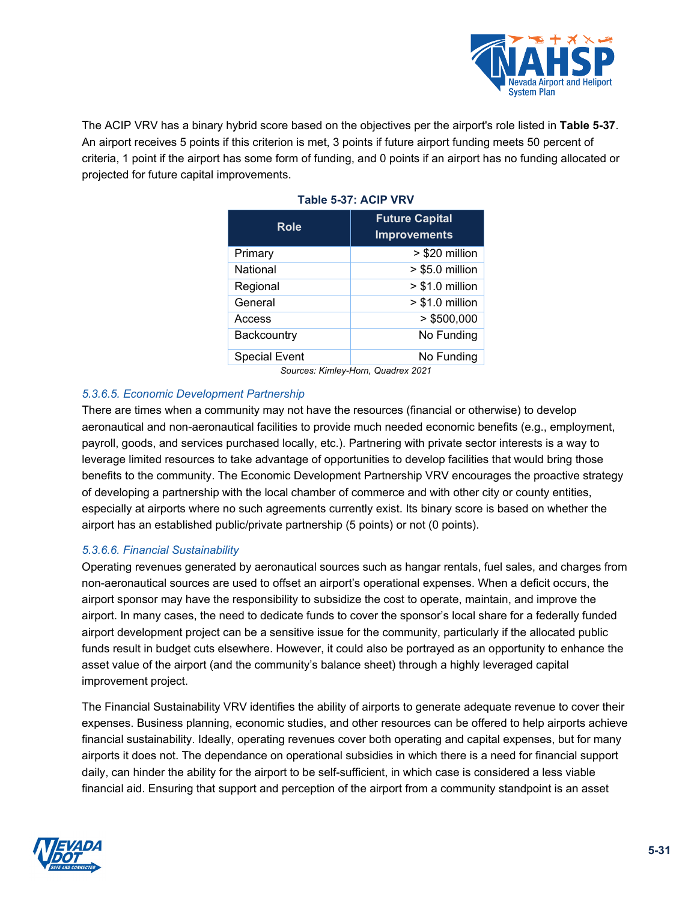The ACIP VRV has a binary hybrid score based on the objectives per the airport's role listed in **Table 5-37**. An airport receives 5 points if this criterion is met, 3 points if future airport funding meets 50 percent of criteria, 1 point if the airport has some form of funding, and 0 points if an airport has no funding allocated or projected for future capital improvements.

**Table 5-37: ACIP VRV**

| Role | Future Capital Improvements |
|---|---|
| Primary | > $20 million |
| National | > $5.0 million |
| Regional | > $1.0 million |
| General | > $1.0 million |
| Access | > $500,000 |
| Backcountry | No Funding |
| Special Event | No Funding |

*Sources: Kimley-Horn, Quadrex 2021*

#### *5.3.6.5. Economic Development Partnership*

There are times when a community may not have the resources (financial or otherwise) to develop aeronautical and non-aeronautical facilities to provide much needed economic benefits (e.g., employment, payroll, goods, and services purchased locally, etc.). Partnering with private sector interests is a way to leverage limited resources to take advantage of opportunities to develop facilities that would bring those benefits to the community. The Economic Development Partnership VRV encourages the proactive strategy of developing a partnership with the local chamber of commerce and with other city or county entities, especially at airports where no such agreements currently exist. Its binary score is based on whether the airport has an established public/private partnership (5 points) or not (0 points).

#### *5.3.6.6. Financial Sustainability*

Operating revenues generated by aeronautical sources such as hangar rentals, fuel sales, and charges from non-aeronautical sources are used to offset an airport's operational expenses. When a deficit occurs, the airport sponsor may have the responsibility to subsidize the cost to operate, maintain, and improve the airport. In many cases, the need to dedicate funds to cover the sponsor's local share for a federally funded airport development project can be a sensitive issue for the community, particularly if the allocated public funds result in budget cuts elsewhere. However, it could also be portrayed as an opportunity to enhance the asset value of the airport (and the community's balance sheet) through a highly leveraged capital improvement project.

The Financial Sustainability VRV identifies the ability of airports to generate adequate revenue to cover their expenses. Business planning, economic studies, and other resources can be offered to help airports achieve financial sustainability. Ideally, operating revenues cover both operating and capital expenses, but for many airports it does not. The dependance on operational subsidies in which there is a need for financial support daily, can hinder the ability for the airport to be self-sufficient, in which case is considered a less viable financial aid. Ensuring that support and perception of the airport from a community standpoint is an asset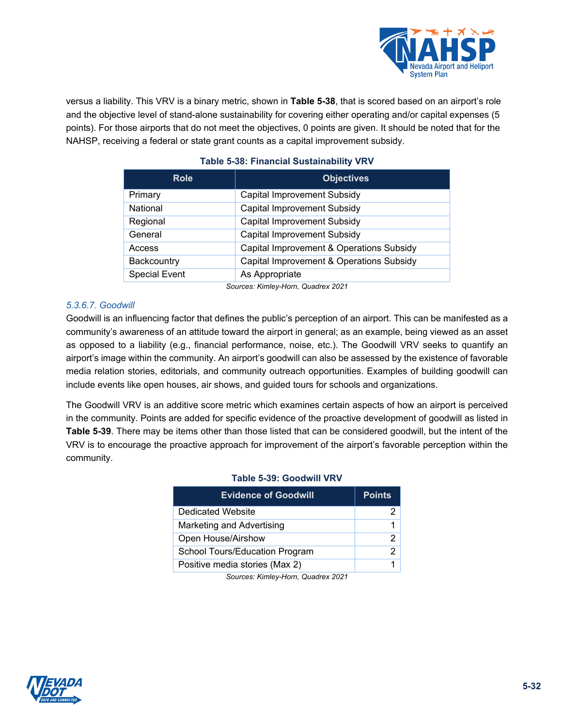versus a liability. This VRV is a binary metric, shown in **Table 5-38**, that is scored based on an airport's role and the objective level of stand-alone sustainability for covering either operating and/or capital expenses (5 points). For those airports that do not meet the objectives, 0 points are given. It should be noted that for the NAHSP, receiving a federal or state grant counts as a capital improvement subsidy.

**Table 5-38: Financial Sustainability VRV**

| Role | Objectives |
|---|---|
| Primary | Capital Improvement Subsidy |
| National | Capital Improvement Subsidy |
| Regional | Capital Improvement Subsidy |
| General | Capital Improvement Subsidy |
| Access | Capital Improvement & Operations Subsidy |
| Backcountry | Capital Improvement & Operations Subsidy |
| Special Event | As Appropriate |

*Sources: Kimley-Horn, Quadrex 2021*

### *5.3.6.7. Goodwill*

Goodwill is an influencing factor that defines the public's perception of an airport. This can be manifested as a community's awareness of an attitude toward the airport in general; as an example, being viewed as an asset as opposed to a liability (e.g., financial performance, noise, etc.). The Goodwill VRV seeks to quantify an airport's image within the community. An airport's goodwill can also be assessed by the existence of favorable media relation stories, editorials, and community outreach opportunities. Examples of building goodwill can include events like open houses, air shows, and guided tours for schools and organizations.

The Goodwill VRV is an additive score metric which examines certain aspects of how an airport is perceived in the community. Points are added for specific evidence of the proactive development of goodwill as listed in **Table 5-39**. There may be items other than those listed that can be considered goodwill, but the intent of the VRV is to encourage the proactive approach for improvement of the airport's favorable perception within the community.

**Table 5-39: Goodwill VRV**

| Evidence of Goodwill | Points |
|---|---:|
| Dedicated Website | 2 |
| Marketing and Advertising | 1 |
| Open House/Airshow | 2 |
| School Tours/Education Program | 2 |
| Positive media stories (Max 2) | 1 |

*Sources: Kimley-Horn, Quadrex 2021*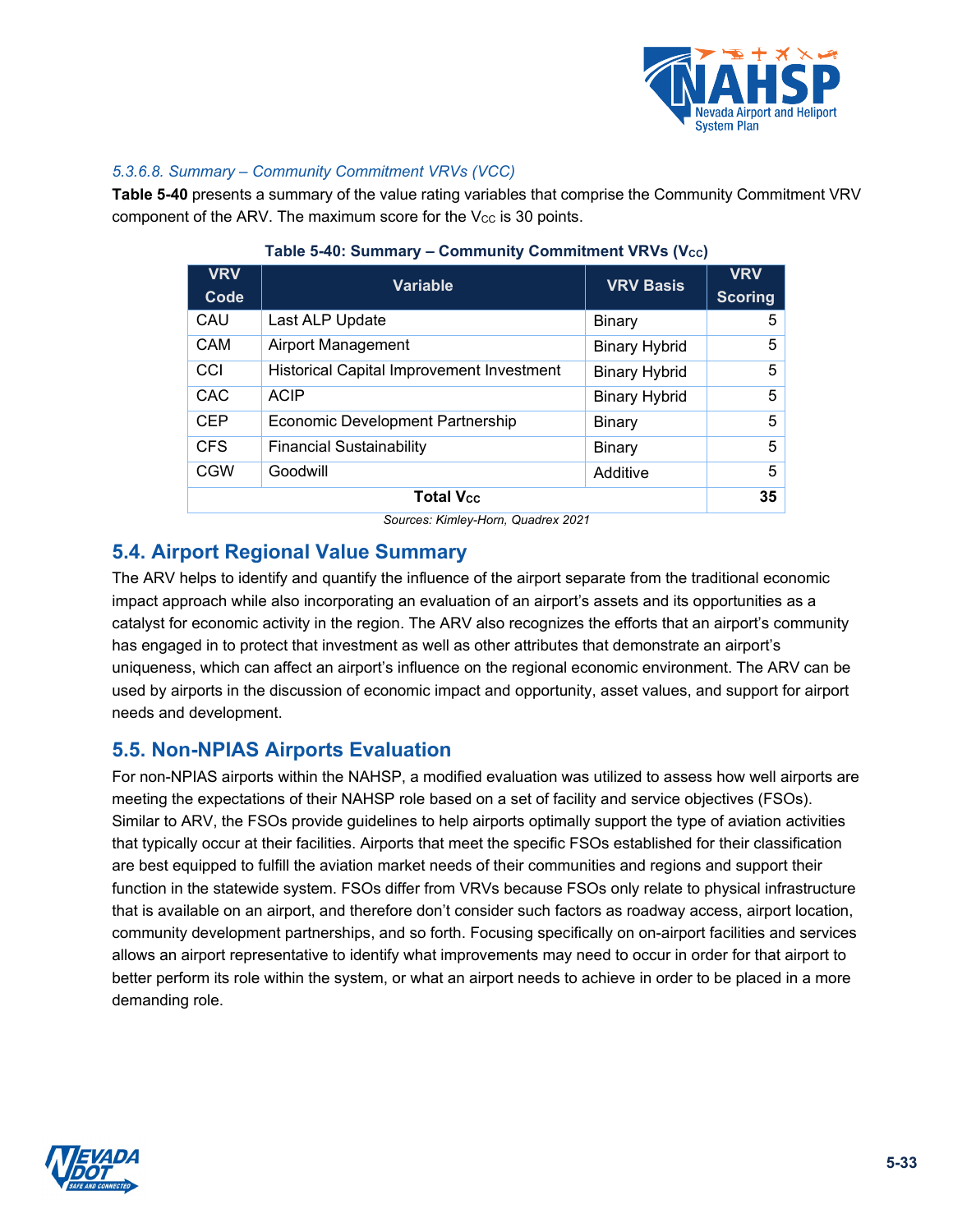*5.3.6.8. Summary – Community Commitment VRVs (VCC)*

**Table 5-40** presents a summary of the value rating variables that comprise the Community Commitment VRV component of the ARV. The maximum score for the $V_{CC}$ is 30 points.

**Table 5-40: Summary – Community Commitment VRVs ($V_{CC}$)**

| VRV Code | Variable | VRV Basis | VRV Scoring |
|---|---|---|---|
| CAU | Last ALP Update | Binary | 5 |
| CAM | Airport Management | Binary Hybrid | 5 |
| CCI | Historical Capital Improvement Investment | Binary Hybrid | 5 |
| CAC | ACIP | Binary Hybrid | 5 |
| CEP | Economic Development Partnership | Binary | 5 |
| CFS | Financial Sustainability | Binary | 5 |
| CGW | Goodwill | Additive | 5 |
| **Total $V_{CC}$** | | | **35** |

*Sources: Kimley-Horn, Quadrex 2021*

## 5.4. Airport Regional Value Summary

The ARV helps to identify and quantify the influence of the airport separate from the traditional economic impact approach while also incorporating an evaluation of an airport's assets and its opportunities as a catalyst for economic activity in the region. The ARV also recognizes the efforts that an airport's community has engaged in to protect that investment as well as other attributes that demonstrate an airport's uniqueness, which can affect an airport's influence on the regional economic environment. The ARV can be used by airports in the discussion of economic impact and opportunity, asset values, and support for airport needs and development.

## 5.5. Non-NPIAS Airports Evaluation

For non-NPIAS airports within the NAHSP, a modified evaluation was utilized to assess how well airports are meeting the expectations of their NAHSP role based on a set of facility and service objectives (FSOs). Similar to ARV, the FSOs provide guidelines to help airports optimally support the type of aviation activities that typically occur at their facilities. Airports that meet the specific FSOs established for their classification are best equipped to fulfill the aviation market needs of their communities and regions and support their function in the statewide system. FSOs differ from VRVs because FSOs only relate to physical infrastructure that is available on an airport, and therefore don't consider such factors as roadway access, airport location, community development partnerships, and so forth. Focusing specifically on on-airport facilities and services allows an airport representative to identify what improvements may need to occur in order for that airport to better perform its role within the system, or what an airport needs to achieve in order to be placed in a more demanding role.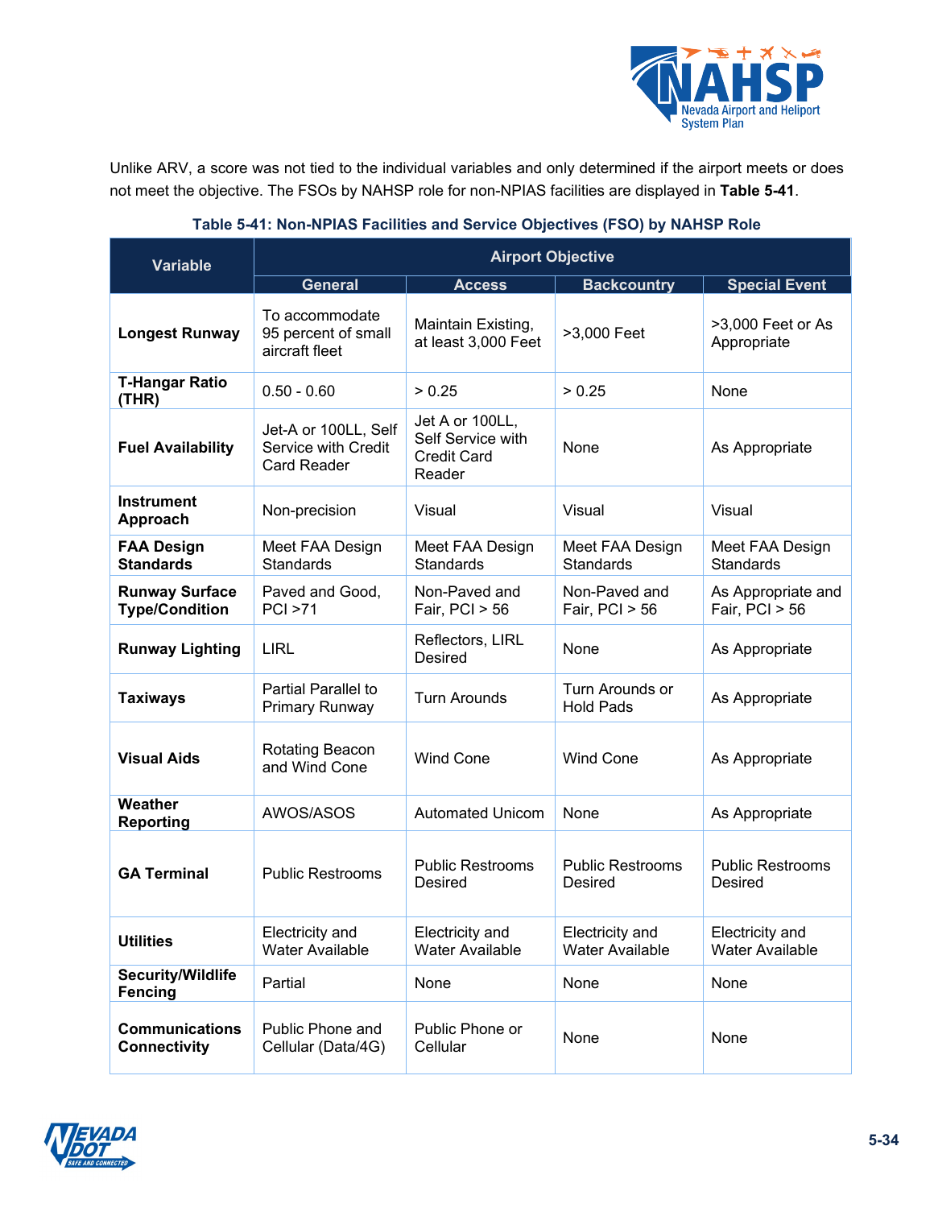Unlike ARV, a score was not tied to the individual variables and only determined if the airport meets or does not meet the objective. The FSOs by NAHSP role for non-NPIAS facilities are displayed in **Table 5-41**.

**Table 5-41: Non-NPIAS Facilities and Service Objectives (FSO) by NAHSP Role**

| Variable | Airport Objective | | | |
|---|---|---|---|---|
| | General | Access | Backcountry | Special Event |
| **Longest Runway** | To accommodate 95 percent of small aircraft fleet | Maintain Existing, at least 3,000 Feet | >3,000 Feet | >3,000 Feet or As Appropriate |
| **T-Hangar Ratio (THR)** | 0.50 - 0.60 | > 0.25 | > 0.25 | None |
| **Fuel Availability** | Jet-A or 100LL, Self Service with Credit Card Reader | Jet A or 100LL, Self Service with Credit Card Reader | None | As Appropriate |
| **Instrument Approach** | Non-precision | Visual | Visual | Visual |
| **FAA Design Standards** | Meet FAA Design Standards | Meet FAA Design Standards | Meet FAA Design Standards | Meet FAA Design Standards |
| **Runway Surface Type/Condition** | Paved and Good, PCI >71 | Non-Paved and Fair, PCI > 56 | Non-Paved and Fair, PCI > 56 | As Appropriate and Fair, PCI > 56 |
| **Runway Lighting** | LIRL | Reflectors, LIRL Desired | None | As Appropriate |
| **Taxiways** | Partial Parallel to Primary Runway | Turn Arounds | Turn Arounds or Hold Pads | As Appropriate |
| **Visual Aids** | Rotating Beacon and Wind Cone | Wind Cone | Wind Cone | As Appropriate |
| **Weather Reporting** | AWOS/ASOS | Automated Unicom | None | As Appropriate |
| **GA Terminal** | Public Restrooms | Public Restrooms Desired | Public Restrooms Desired | Public Restrooms Desired |
| **Utilities** | Electricity and Water Available | Electricity and Water Available | Electricity and Water Available | Electricity and Water Available |
| **Security/Wildlife Fencing** | Partial | None | None | None |
| **Communications Connectivity** | Public Phone and Cellular (Data/4G) | Public Phone or Cellular | None | None |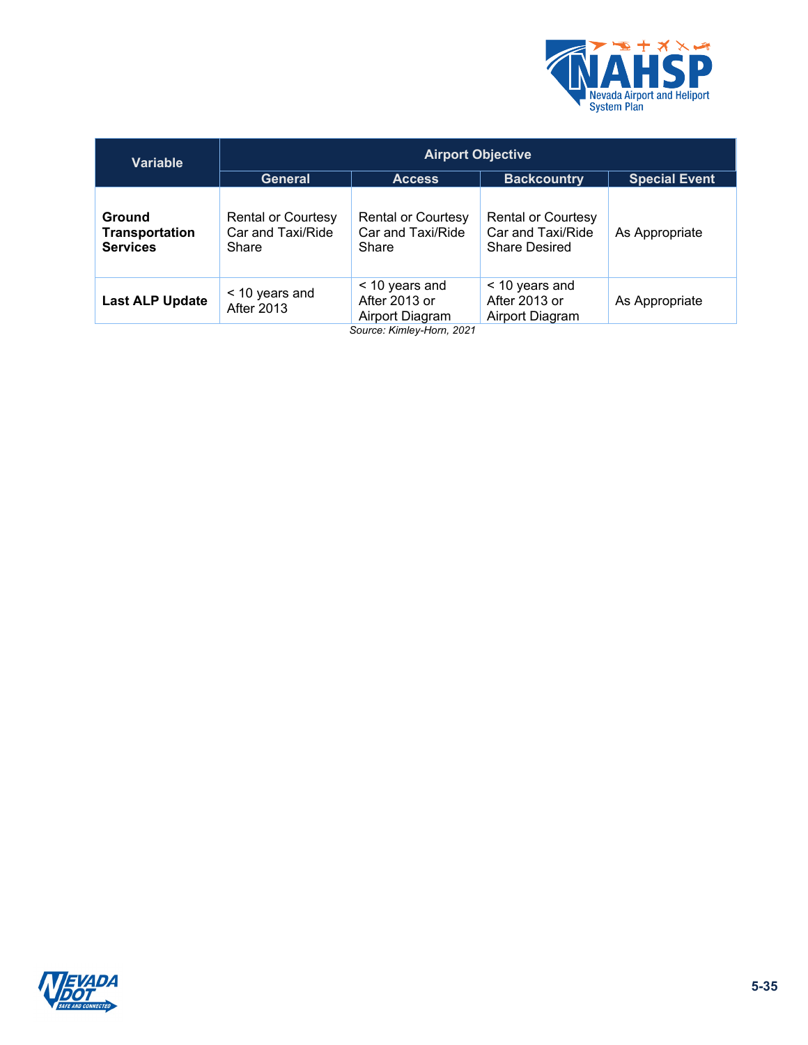| Variable | Airport Objective | | | |
|---|---|---|---|---|
| | General | Access | Backcountry | Special Event |
| **Ground Transportation Services** | Rental or Courtesy Car and Taxi/Ride Share | Rental or Courtesy Car and Taxi/Ride Share | Rental or Courtesy Car and Taxi/Ride Share Desired | As Appropriate |
| **Last ALP Update** | < 10 years and After 2013 | < 10 years and After 2013 or Airport Diagram | < 10 years and After 2013 or Airport Diagram | As Appropriate |

*Source: Kimley-Horn, 2021*